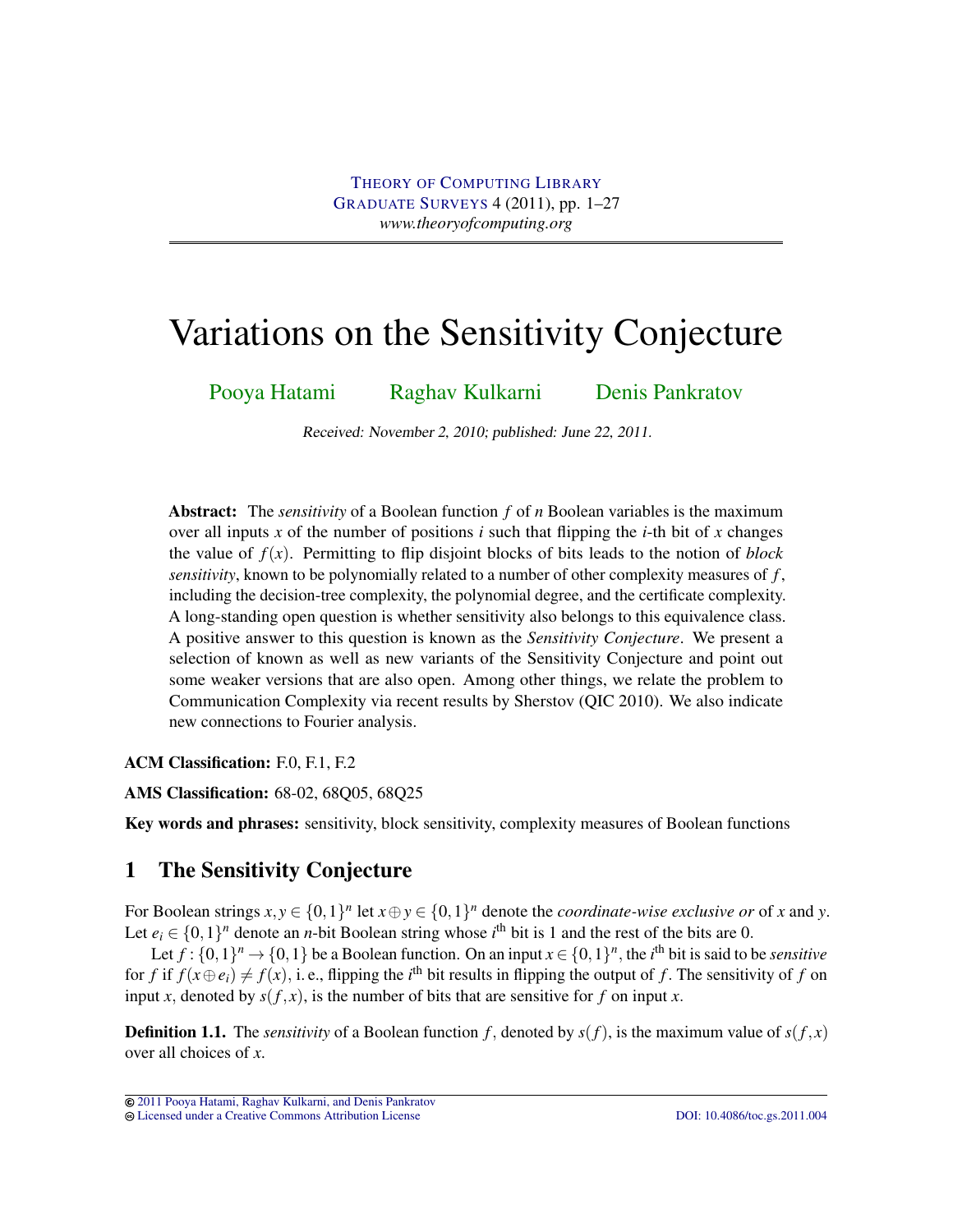# Variations on the Sensitivity Conjecture

Pooya Hatami    Raghav Kulkarni    Denis Pankratov

*Received: November 2, 2010; published: June 22, 2011.*

**Abstract:** The *sensitivity* of a Boolean function $f$ of $n$ Boolean variables is the maximum over all inputs $x$ of the number of positions $i$ such that flipping the $i$-th bit of $x$ changes the value of $f(x)$. Permitting to flip disjoint blocks of bits leads to the notion of *block sensitivity*, known to be polynomially related to a number of other complexity measures of $f$, including the decision-tree complexity, the polynomial degree, and the certificate complexity. A long-standing open question is whether sensitivity also belongs to this equivalence class. A positive answer to this question is known as the *Sensitivity Conjecture*. We present a selection of known as well as new variants of the Sensitivity Conjecture and point out some weaker versions that are also open. Among other things, we relate the problem to Communication Complexity via recent results by Sherstov (QIC 2010). We also indicate new connections to Fourier analysis.

**ACM Classification:** F.0, F.1, F.2

**AMS Classification:** 68-02, 68Q05, 68Q25

**Key words and phrases:** sensitivity, block sensitivity, complexity measures of Boolean functions

## 1 The Sensitivity Conjecture

For Boolean strings $x, y \in \{0,1\}^n$ let $x \oplus y \in \{0,1\}^n$ denote the *coordinate-wise exclusive or* of $x$ and $y$. Let $e_i \in \{0,1\}^n$ denote an $n$-bit Boolean string whose $i^{\text{th}}$ bit is 1 and the rest of the bits are 0.

Let $f : \{0,1\}^n \to \{0,1\}$ be a Boolean function. On an input $x \in \{0,1\}^n$, the $i^{\text{th}}$ bit is said to be *sensitive* for $f$ if $f(x \oplus e_i) \neq f(x)$, i. e., flipping the $i^{\text{th}}$ bit results in flipping the output of $f$. The sensitivity of $f$ on input $x$, denoted by $s(f,x)$, is the number of bits that are sensitive for $f$ on input $x$.

**Definition 1.1.** The *sensitivity* of a Boolean function $f$, denoted by $s(f)$, is the maximum value of $s(f,x)$ over all choices of $x$.

© 2011 Pooya Hatami, Raghav Kulkarni, and Denis Pankratov
Licensed under a Creative Commons Attribution License    DOI: 10.4086/toc.gs.2011.004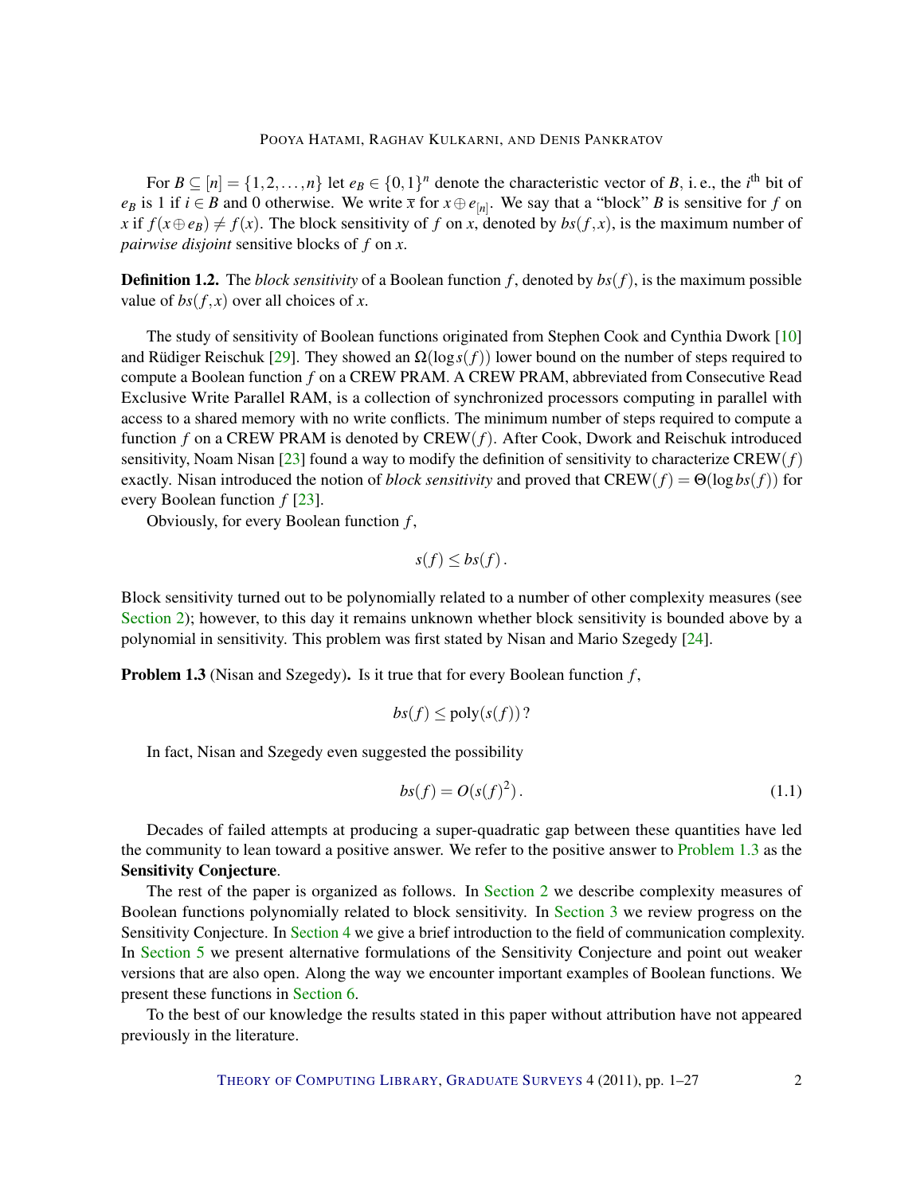For $B \subseteq [n] = \{1, 2, \ldots, n\}$ let $e_B \in \{0,1\}^n$ denote the characteristic vector of $B$, i. e., the $i^{\text{th}}$ bit of $e_B$ is 1 if $i \in B$ and 0 otherwise. We write $\bar{x}$ for $x \oplus e_{[n]}$. We say that a "block" $B$ is sensitive for $f$ on $x$ if $f(x \oplus e_B) \neq f(x)$. The block sensitivity of $f$ on $x$, denoted by $bs(f,x)$, is the maximum number of *pairwise disjoint* sensitive blocks of $f$ on $x$.

**Definition 1.2.** The *block sensitivity* of a Boolean function $f$, denoted by $bs(f)$, is the maximum possible value of $bs(f,x)$ over all choices of $x$.

The study of sensitivity of Boolean functions originated from Stephen Cook and Cynthia Dwork [10] and Rüdiger Reischuk [29]. They showed an $\Omega(\log s(f))$ lower bound on the number of steps required to compute a Boolean function $f$ on a CREW PRAM. A CREW PRAM, abbreviated from Consecutive Read Exclusive Write Parallel RAM, is a collection of synchronized processors computing in parallel with access to a shared memory with no write conflicts. The minimum number of steps required to compute a function $f$ on a CREW PRAM is denoted by $\text{CREW}(f)$. After Cook, Dwork and Reischuk introduced sensitivity, Noam Nisan [23] found a way to modify the definition of sensitivity to characterize $\text{CREW}(f)$ exactly. Nisan introduced the notion of *block sensitivity* and proved that $\text{CREW}(f) = \Theta(\log bs(f))$ for every Boolean function $f$ [23].

Obviously, for every Boolean function $f$,

$$s(f) \leq bs(f)\,.$$

Block sensitivity turned out to be polynomially related to a number of other complexity measures (see Section 2); however, to this day it remains unknown whether block sensitivity is bounded above by a polynomial in sensitivity. This problem was first stated by Nisan and Mario Szegedy [24].

**Problem 1.3** (Nisan and Szegedy)**.** Is it true that for every Boolean function $f$,

$$bs(f) \leq \text{poly}(s(f))\,?$$

In fact, Nisan and Szegedy even suggested the possibility

$$bs(f) = O(s(f)^2)\,. \tag{1.1}$$

Decades of failed attempts at producing a super-quadratic gap between these quantities have led the community to lean toward a positive answer. We refer to the positive answer to Problem 1.3 as the **Sensitivity Conjecture**.

The rest of the paper is organized as follows. In Section 2 we describe complexity measures of Boolean functions polynomially related to block sensitivity. In Section 3 we review progress on the Sensitivity Conjecture. In Section 4 we give a brief introduction to the field of communication complexity. In Section 5 we present alternative formulations of the Sensitivity Conjecture and point out weaker versions that are also open. Along the way we encounter important examples of Boolean functions. We present these functions in Section 6.

To the best of our knowledge the results stated in this paper without attribution have not appeared previously in the literature.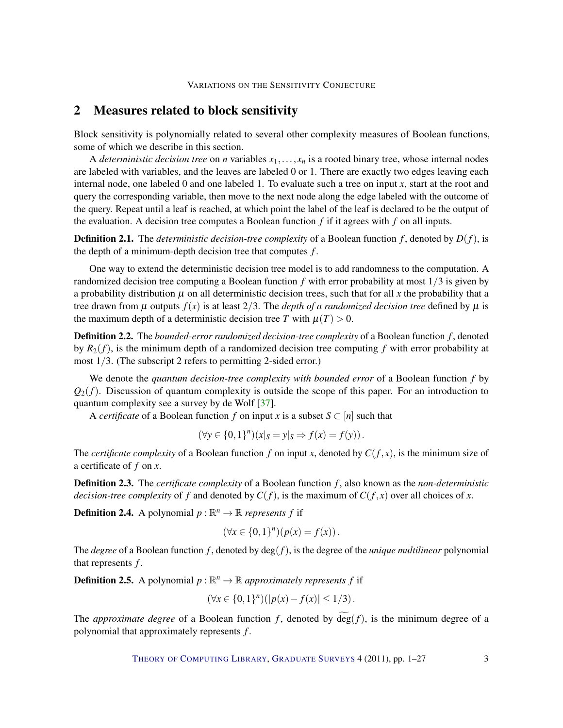## 2 Measures related to block sensitivity

Block sensitivity is polynomially related to several other complexity measures of Boolean functions, some of which we describe in this section.

A *deterministic decision tree* on $n$ variables $x_1, \ldots, x_n$ is a rooted binary tree, whose internal nodes are labeled with variables, and the leaves are labeled 0 or 1. There are exactly two edges leaving each internal node, one labeled 0 and one labeled 1. To evaluate such a tree on input $x$, start at the root and query the corresponding variable, then move to the next node along the edge labeled with the outcome of the query. Repeat until a leaf is reached, at which point the label of the leaf is declared to be the output of the evaluation. A decision tree computes a Boolean function $f$ if it agrees with $f$ on all inputs.

**Definition 2.1.** The *deterministic decision-tree complexity* of a Boolean function $f$, denoted by $D(f)$, is the depth of a minimum-depth decision tree that computes $f$.

One way to extend the deterministic decision tree model is to add randomness to the computation. A randomized decision tree computing a Boolean function $f$ with error probability at most $1/3$ is given by a probability distribution $\mu$ on all deterministic decision trees, such that for all $x$ the probability that a tree drawn from $\mu$ outputs $f(x)$ is at least $2/3$. The *depth of a randomized decision tree* defined by $\mu$ is the maximum depth of a deterministic decision tree $T$ with $\mu(T) > 0$.

**Definition 2.2.** The *bounded-error randomized decision-tree complexity* of a Boolean function $f$, denoted by $R_2(f)$, is the minimum depth of a randomized decision tree computing $f$ with error probability at most $1/3$. (The subscript 2 refers to permitting 2-sided error.)

We denote the *quantum decision-tree complexity with bounded error* of a Boolean function $f$ by $Q_2(f)$. Discussion of quantum complexity is outside the scope of this paper. For an introduction to quantum complexity see a survey by de Wolf [37].

A *certificate* of a Boolean function $f$ on input $x$ is a subset $S \subset [n]$ such that

$$(\forall y \in \{0,1\}^n)(x|_S = y|_S \Rightarrow f(x) = f(y)).$$

The *certificate complexity* of a Boolean function $f$ on input $x$, denoted by $C(f,x)$, is the minimum size of a certificate of $f$ on $x$.

**Definition 2.3.** The *certificate complexity* of a Boolean function $f$, also known as the *non-deterministic decision-tree complexity* of $f$ and denoted by $C(f)$, is the maximum of $C(f,x)$ over all choices of $x$.

**Definition 2.4.** A polynomial $p : \mathbb{R}^n \to \mathbb{R}$ *represents* $f$ if

$$(\forall x \in \{0,1\}^n)(p(x) = f(x)).$$

The *degree* of a Boolean function $f$, denoted by $\deg(f)$, is the degree of the *unique multilinear* polynomial that represents $f$.

**Definition 2.5.** A polynomial $p : \mathbb{R}^n \to \mathbb{R}$ *approximately represents* $f$ if

$$(\forall x \in \{0,1\}^n)(|p(x) - f(x)| \leq 1/3).$$

The *approximate degree* of a Boolean function $f$, denoted by $\widetilde{\deg}(f)$, is the minimum degree of a polynomial that approximately represents $f$.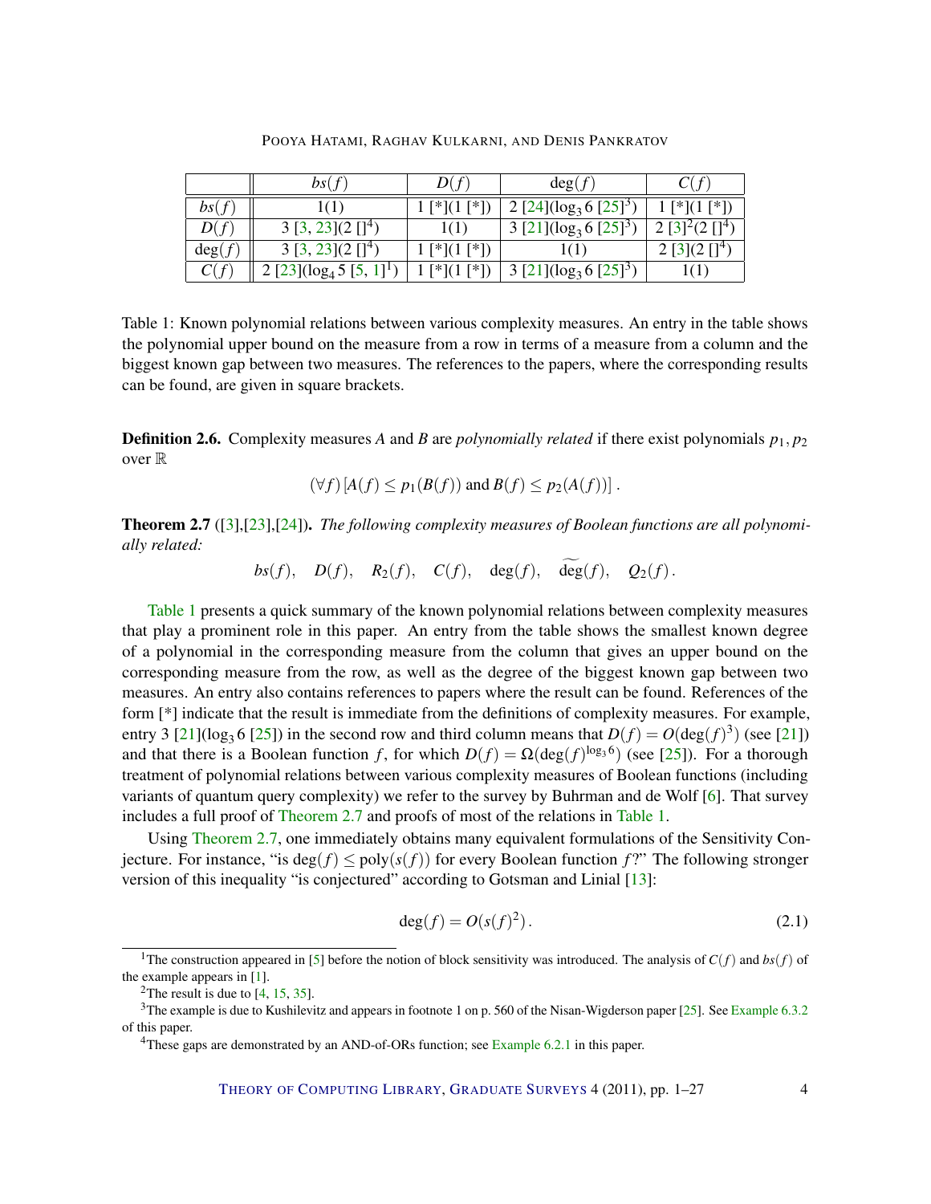|  | $bs(f)$ | $D(f)$ | $\deg(f)$ | $C(f)$ |
|---|---|---|---|---|
| $bs(f)$ | 1(1) | 1 [*](1 [*]) | 2 [24]($\log_3 6$ [25][3]) | 1 [*](1 [*]) |
| $D(f)$ | 3 [3, 23](2 [][4]) | 1(1) | 3 [21]($\log_3 6$ [25][3]) | 2 [3][2](2 [][4]) |
| $\deg(f)$ | 3 [3, 23](2 [][4]) | 1 [*](1 [*]) | 1(1) | 2 [3](2 [][4]) |
| $C(f)$ | 2 [23]($\log_4 5$ [5, 1][1]) | 1 [*](1 [*]) | 3 [21]($\log_3 6$ [25][3]) | 1(1) |

Table 1: Known polynomial relations between various complexity measures. An entry in the table shows the polynomial upper bound on the measure from a row in terms of a measure from a column and the biggest known gap between two measures. The references to the papers, where the corresponding results can be found, are given in square brackets.

**Definition 2.6.** Complexity measures $A$ and $B$ are *polynomially related* if there exist polynomials $p_1, p_2$ over $\mathbb{R}$

$$(\forall f)\, [A(f) \leq p_1(B(f)) \text{ and } B(f) \leq p_2(A(f))] \,.$$

**Theorem 2.7** ([3],[23],[24])**.** *The following complexity measures of Boolean functions are all polynomially related:*

$$bs(f), \quad D(f), \quad R_2(f), \quad C(f), \quad \deg(f), \quad \widetilde{\deg}(f), \quad Q_2(f)\,.$$

Table 1 presents a quick summary of the known polynomial relations between complexity measures that play a prominent role in this paper. An entry from the table shows the smallest known degree of a polynomial in the corresponding measure from the column that gives an upper bound on the corresponding measure from the row, as well as the degree of the biggest known gap between two measures. An entry also contains references to papers where the result can be found. References of the form [*] indicate that the result is immediate from the definitions of complexity measures. For example, entry 3 [21]($\log_3 6$ [25]) in the second row and third column means that $D(f) = O(\deg(f)^3)$ (see [21]) and that there is a Boolean function $f$, for which $D(f) = \Omega(\deg(f)^{\log_3 6})$ (see [25]). For a thorough treatment of polynomial relations between various complexity measures of Boolean functions (including variants of quantum query complexity) we refer to the survey by Buhrman and de Wolf [6]. That survey includes a full proof of Theorem 2.7 and proofs of most of the relations in Table 1.

Using Theorem 2.7, one immediately obtains many equivalent formulations of the Sensitivity Conjecture. For instance, "is $\deg(f) \leq \text{poly}(s(f))$ for every Boolean function $f$?" The following stronger version of this inequality "is conjectured" according to Gotsman and Linial [13]:

$$\deg(f) = O(s(f)^2)\,. \tag{2.1}$$

[1]The construction appeared in [5] before the notion of block sensitivity was introduced. The analysis of $C(f)$ and $bs(f)$ of the example appears in [1].

[2]The result is due to [4, 15, 35].

[3]The example is due to Kushilevitz and appears in footnote 1 on p. 560 of the Nisan-Wigderson paper [25]. See Example 6.3.2 of this paper.

[4]These gaps are demonstrated by an AND-of-ORs function; see Example 6.2.1 in this paper.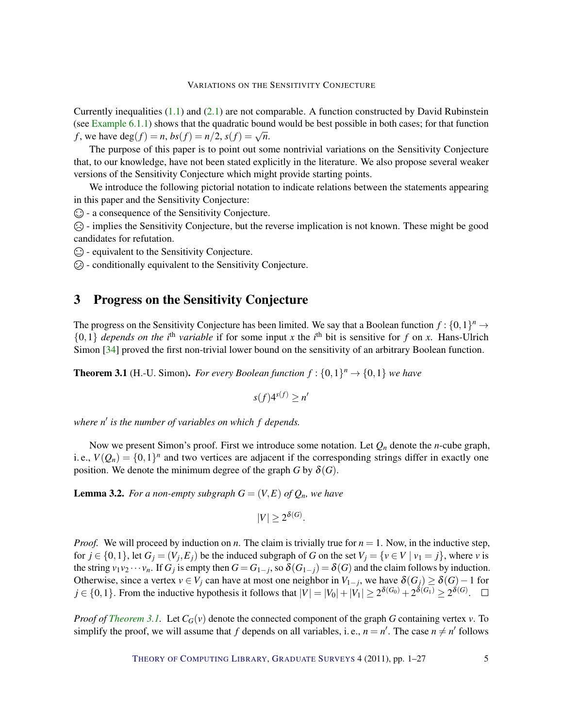Currently inequalities (1.1) and (2.1) are not comparable. A function constructed by David Rubinstein (see Example 6.1.1) shows that the quadratic bound would be best possible in both cases; for that function $f$, we have $\deg(f) = n$, $bs(f) = n/2$, $s(f) = \sqrt{n}$.

The purpose of this paper is to point out some nontrivial variations on the Sensitivity Conjecture that, to our knowledge, have not been stated explicitly in the literature. We also propose several weaker versions of the Sensitivity Conjecture which might provide starting points.

We introduce the following pictorial notation to indicate relations between the statements appearing in this paper and the Sensitivity Conjecture:

☺ - a consequence of the Sensitivity Conjecture.

☹ - implies the Sensitivity Conjecture, but the reverse implication is not known. These might be good candidates for refutation.

😐 - equivalent to the Sensitivity Conjecture.

😕 - conditionally equivalent to the Sensitivity Conjecture.

## 3 Progress on the Sensitivity Conjecture

The progress on the Sensitivity Conjecture has been limited. We say that a Boolean function $f : \{0,1\}^n \to \{0,1\}$ *depends on the $i^{\text{th}}$ variable* if for some input $x$ the $i^{\text{th}}$ bit is sensitive for $f$ on $x$. Hans-Ulrich Simon [34] proved the first non-trivial lower bound on the sensitivity of an arbitrary Boolean function.

**Theorem 3.1** (H.-U. Simon). *For every Boolean function $f : \{0,1\}^n \to \{0,1\}$ we have*

$$s(f)4^{s(f)} \geq n'$$

*where $n'$ is the number of variables on which $f$ depends.*

Now we present Simon's proof. First we introduce some notation. Let $Q_n$ denote the $n$-cube graph, i. e., $V(Q_n) = \{0,1\}^n$ and two vertices are adjacent if the corresponding strings differ in exactly one position. We denote the minimum degree of the graph $G$ by $\delta(G)$.

**Lemma 3.2.** *For a non-empty subgraph $G = (V,E)$ of $Q_n$, we have*

$$|V| \geq 2^{\delta(G)}.$$

*Proof.* We will proceed by induction on $n$. The claim is trivially true for $n = 1$. Now, in the inductive step, for $j \in \{0,1\}$, let $G_j = (V_j, E_j)$ be the induced subgraph of $G$ on the set $V_j = \{v \in V \mid v_1 = j\}$, where $v$ is the string $v_1 v_2 \cdots v_n$. If $G_j$ is empty then $G = G_{1-j}$, so $\delta(G_{1-j}) = \delta(G)$ and the claim follows by induction. Otherwise, since a vertex $v \in V_j$ can have at most one neighbor in $V_{1-j}$, we have $\delta(G_j) \geq \delta(G) - 1$ for $j \in \{0,1\}$. From the inductive hypothesis it follows that $|V| = |V_0| + |V_1| \geq 2^{\delta(G_0)} + 2^{\delta(G_1)} \geq 2^{\delta(G)}$. □

*Proof of Theorem 3.1.* Let $C_G(v)$ denote the connected component of the graph $G$ containing vertex $v$. To simplify the proof, we will assume that $f$ depends on all variables, i. e., $n = n'$. The case $n \neq n'$ follows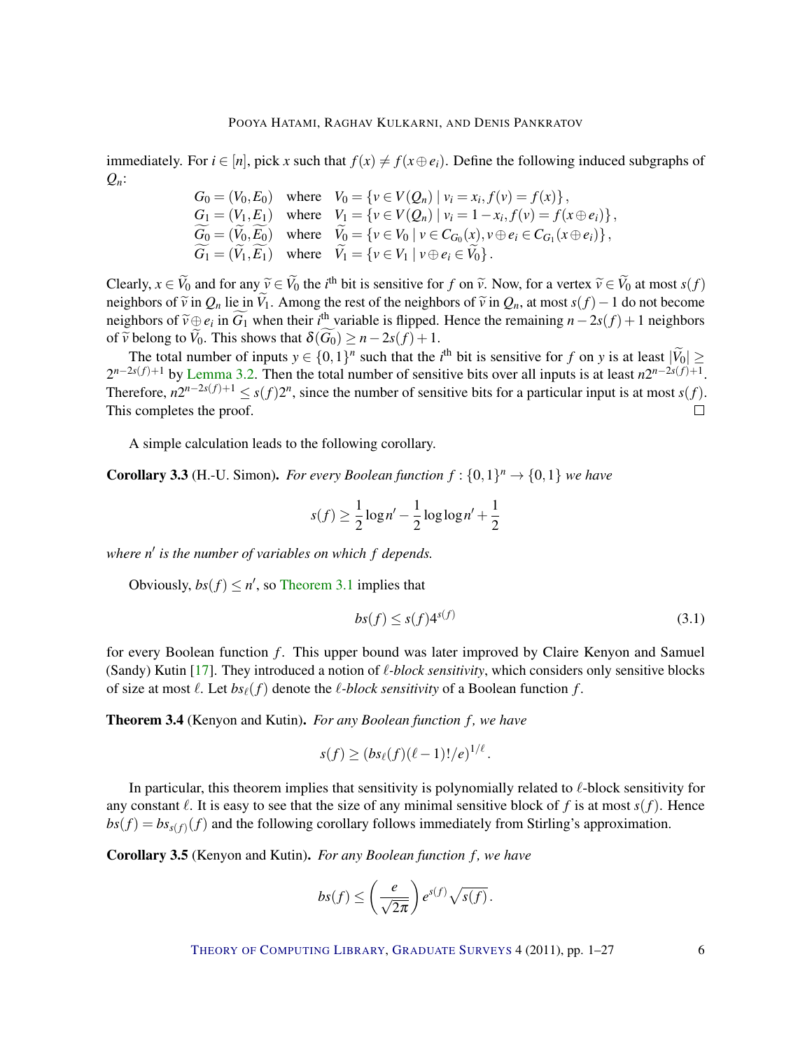immediately. For $i \in [n]$, pick $x$ such that $f(x) \neq f(x \oplus e_i)$. Define the following induced subgraphs of $Q_n$:

$$
\begin{aligned}
G_0 &= (V_0, E_0) \quad \text{where} \quad V_0 = \{v \in V(Q_n) \mid v_i = x_i, f(v) = f(x)\}, \\
G_1 &= (V_1, E_1) \quad \text{where} \quad V_1 = \{v \in V(Q_n) \mid v_i = 1 - x_i, f(v) = f(x \oplus e_i)\}, \\
\widetilde{G_0} &= (\widetilde{V_0}, \widetilde{E_0}) \quad \text{where} \quad \widetilde{V_0} = \{v \in V_0 \mid v \in C_{G_0}(x), v \oplus e_i \in C_{G_1}(x \oplus e_i)\}, \\
\widetilde{G_1} &= (\widetilde{V_1}, \widetilde{E_1}) \quad \text{where} \quad \widetilde{V_1} = \{v \in V_1 \mid v \oplus e_i \in \widetilde{V_0}\}.
\end{aligned}
$$

Clearly, $x \in \widetilde{V_0}$ and for any $\widetilde{v} \in \widetilde{V_0}$ the $i^{\text{th}}$ bit is sensitive for $f$ on $\widetilde{v}$. Now, for a vertex $\widetilde{v} \in \widetilde{V_0}$ at most $s(f)$ neighbors of $\widetilde{v}$ in $Q_n$ lie in $\widetilde{V_1}$. Among the rest of the neighbors of $\widetilde{v}$ in $Q_n$, at most $s(f) - 1$ do not become neighbors of $\widetilde{v} \oplus e_i$ in $\widetilde{G_1}$ when their $i^{\text{th}}$ variable is flipped. Hence the remaining $n - 2s(f) + 1$ neighbors of $\widetilde{v}$ belong to $\widetilde{V_0}$. This shows that $\delta(\widetilde{G_0}) \geq n - 2s(f) + 1$.

The total number of inputs $y \in \{0,1\}^n$ such that the $i^{\text{th}}$ bit is sensitive for $f$ on $y$ is at least $|\widetilde{V_0}| \geq 2^{n-2s(f)+1}$ by Lemma 3.2. Then the total number of sensitive bits over all inputs is at least $n2^{n-2s(f)+1}$. Therefore, $n2^{n-2s(f)+1} \leq s(f)2^n$, since the number of sensitive bits for a particular input is at most $s(f)$. This completes the proof. □

A simple calculation leads to the following corollary.

**Corollary 3.3** (H.-U. Simon). *For every Boolean function $f : \{0,1\}^n \to \{0,1\}$ we have*

$$s(f) \geq \frac{1}{2}\log n' - \frac{1}{2}\log\log n' + \frac{1}{2}$$

*where $n'$ is the number of variables on which $f$ depends.*

Obviously, $bs(f) \leq n'$, so Theorem 3.1 implies that

$$bs(f) \leq s(f)4^{s(f)} \tag{3.1}$$

for every Boolean function $f$. This upper bound was later improved by Claire Kenyon and Samuel (Sandy) Kutin [17]. They introduced a notion of *$\ell$-block sensitivity*, which considers only sensitive blocks of size at most $\ell$. Let $bs_\ell(f)$ denote the *$\ell$-block sensitivity* of a Boolean function $f$.

**Theorem 3.4** (Kenyon and Kutin). *For any Boolean function $f$, we have*

$$s(f) \geq (bs_\ell(f)(\ell-1)!/e)^{1/\ell}.$$

In particular, this theorem implies that sensitivity is polynomially related to $\ell$-block sensitivity for any constant $\ell$. It is easy to see that the size of any minimal sensitive block of $f$ is at most $s(f)$. Hence $bs(f) = bs_{s(f)}(f)$ and the following corollary follows immediately from Stirling's approximation.

**Corollary 3.5** (Kenyon and Kutin). *For any Boolean function $f$, we have*

$$bs(f) \leq \left(\frac{e}{\sqrt{2\pi}}\right)e^{s(f)}\sqrt{s(f)}.$$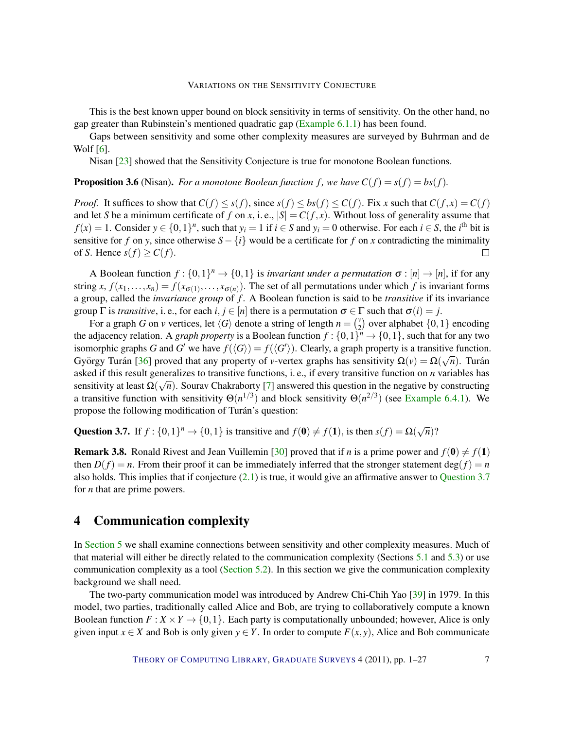This is the best known upper bound on block sensitivity in terms of sensitivity. On the other hand, no gap greater than Rubinstein's mentioned quadratic gap (Example 6.1.1) has been found.

Gaps between sensitivity and some other complexity measures are surveyed by Buhrman and de Wolf [6].

Nisan [23] showed that the Sensitivity Conjecture is true for monotone Boolean functions.

**Proposition 3.6** (Nisan). *For a monotone Boolean function $f$, we have $C(f) = s(f) = bs(f)$.*

*Proof.* It suffices to show that $C(f) \leq s(f)$, since $s(f) \leq bs(f) \leq C(f)$. Fix $x$ such that $C(f,x) = C(f)$ and let $S$ be a minimum certificate of $f$ on $x$, i. e., $|S| = C(f,x)$. Without loss of generality assume that $f(x) = 1$. Consider $y \in \{0,1\}^n$, such that $y_i = 1$ if $i \in S$ and $y_i = 0$ otherwise. For each $i \in S$, the $i^{\text{th}}$ bit is sensitive for $f$ on $y$, since otherwise $S - \{i\}$ would be a certificate for $f$ on $x$ contradicting the minimality of $S$. Hence $s(f) \geq C(f)$. □

A Boolean function $f : \{0,1\}^n \to \{0,1\}$ is *invariant under a permutation* $\sigma : [n] \to [n]$, if for any string $x$, $f(x_1, \ldots, x_n) = f(x_{\sigma(1)}, \ldots, x_{\sigma(n)})$. The set of all permutations under which $f$ is invariant forms a group, called the *invariance group* of $f$. A Boolean function is said to be *transitive* if its invariance group $\Gamma$ is *transitive*, i. e., for each $i, j \in [n]$ there is a permutation $\sigma \in \Gamma$ such that $\sigma(i) = j$.

For a graph $G$ on $v$ vertices, let $\langle G \rangle$ denote a string of length $n = \binom{v}{2}$ over alphabet $\{0,1\}$ encoding the adjacency relation. A *graph property* is a Boolean function $f : \{0,1\}^n \to \{0,1\}$, such that for any two isomorphic graphs $G$ and $G'$ we have $f(\langle G \rangle) = f(\langle G' \rangle)$. Clearly, a graph property is a transitive function. György Turán [36] proved that any property of $v$-vertex graphs has sensitivity $\Omega(v) = \Omega(\sqrt{n})$. Turán asked if this result generalizes to transitive functions, i. e., if every transitive function on $n$ variables has sensitivity at least $\Omega(\sqrt{n})$. Sourav Chakraborty [7] answered this question in the negative by constructing a transitive function with sensitivity $\Theta(n^{1/3})$ and block sensitivity $\Theta(n^{2/3})$ (see Example 6.4.1). We propose the following modification of Turán's question:

**Question 3.7.** If $f : \{0,1\}^n \to \{0,1\}$ is transitive and $f(\mathbf{0}) \neq f(\mathbf{1})$, is then $s(f) = \Omega(\sqrt{n})$?

**Remark 3.8.** Ronald Rivest and Jean Vuillemin [30] proved that if $n$ is a prime power and $f(\mathbf{0}) \neq f(\mathbf{1})$ then $D(f) = n$. From their proof it can be immediately inferred that the stronger statement $\deg(f) = n$ also holds. This implies that if conjecture (2.1) is true, it would give an affirmative answer to Question 3.7 for $n$ that are prime powers.

## 4 Communication complexity

In Section 5 we shall examine connections between sensitivity and other complexity measures. Much of that material will either be directly related to the communication complexity (Sections 5.1 and 5.3) or use communication complexity as a tool (Section 5.2). In this section we give the communication complexity background we shall need.

The two-party communication model was introduced by Andrew Chi-Chih Yao [39] in 1979. In this model, two parties, traditionally called Alice and Bob, are trying to collaboratively compute a known Boolean function $F : X \times Y \to \{0,1\}$. Each party is computationally unbounded; however, Alice is only given input $x \in X$ and Bob is only given $y \in Y$. In order to compute $F(x,y)$, Alice and Bob communicate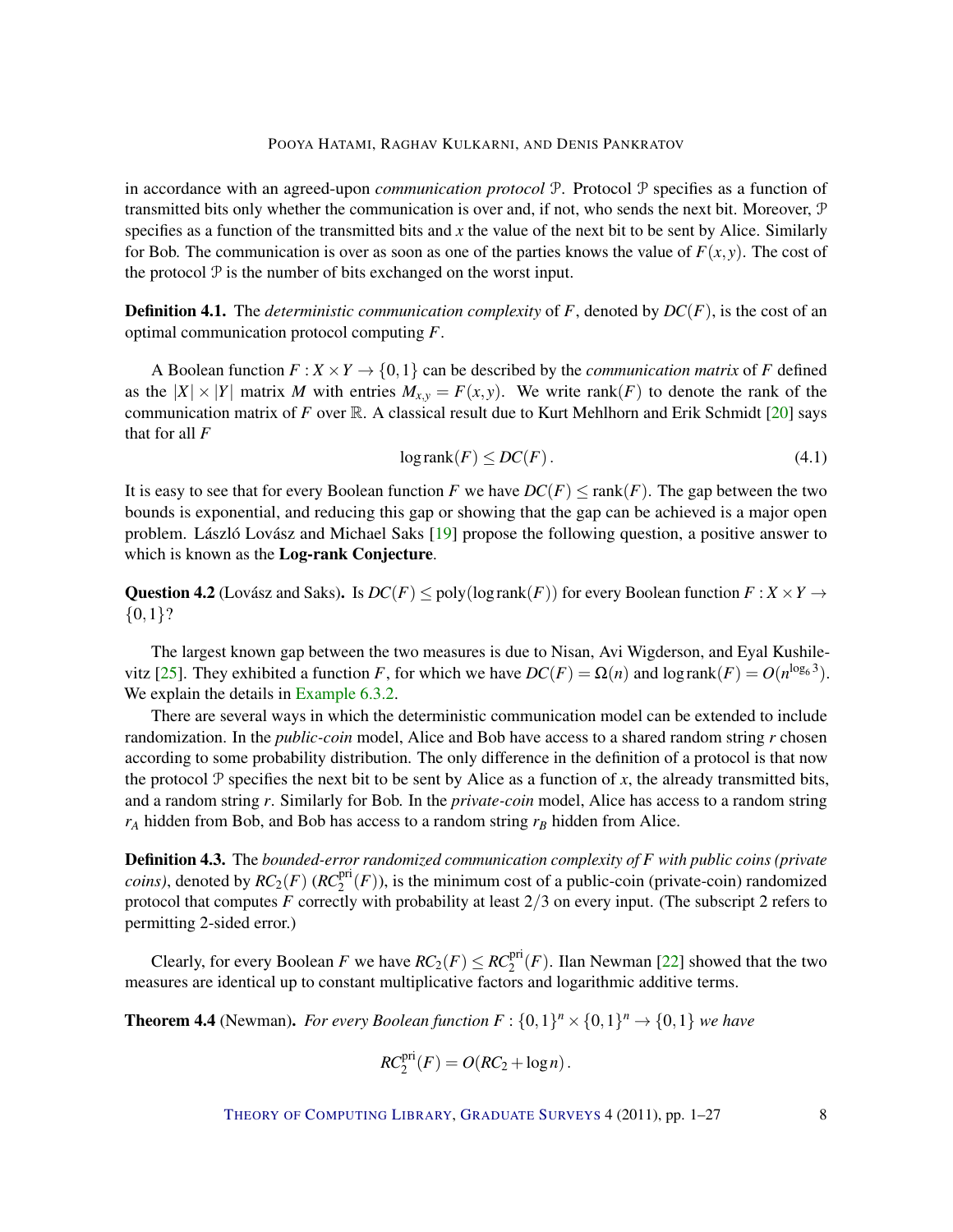in accordance with an agreed-upon *communication protocol* $\mathcal{P}$. Protocol $\mathcal{P}$ specifies as a function of transmitted bits only whether the communication is over and, if not, who sends the next bit. Moreover, $\mathcal{P}$ specifies as a function of the transmitted bits and $x$ the value of the next bit to be sent by Alice. Similarly for Bob. The communication is over as soon as one of the parties knows the value of $F(x,y)$. The cost of the protocol $\mathcal{P}$ is the number of bits exchanged on the worst input.

**Definition 4.1.** The *deterministic communication complexity* of $F$, denoted by $DC(F)$, is the cost of an optimal communication protocol computing $F$.

A Boolean function $F : X \times Y \to \{0,1\}$ can be described by the *communication matrix* of $F$ defined as the $|X| \times |Y|$ matrix $M$ with entries $M_{x,y} = F(x,y)$. We write $\operatorname{rank}(F)$ to denote the rank of the communication matrix of $F$ over $\mathbb{R}$. A classical result due to Kurt Mehlhorn and Erik Schmidt [20] says that for all $F$

$$\log \operatorname{rank}(F) \leq DC(F)\,. \tag{4.1}$$

It is easy to see that for every Boolean function $F$ we have $DC(F) \leq \operatorname{rank}(F)$. The gap between the two bounds is exponential, and reducing this gap or showing that the gap can be achieved is a major open problem. László Lovász and Michael Saks [19] propose the following question, a positive answer to which is known as the **Log-rank Conjecture**.

**Question 4.2** (Lovász and Saks)**.** Is $DC(F) \leq \operatorname{poly}(\log \operatorname{rank}(F))$ for every Boolean function $F : X \times Y \to \{0,1\}$?

The largest known gap between the two measures is due to Nisan, Avi Wigderson, and Eyal Kushilevitz [25]. They exhibited a function $F$, for which we have $DC(F) = \Omega(n)$ and $\log \operatorname{rank}(F) = O(n^{\log_6 3})$. We explain the details in Example 6.3.2.

There are several ways in which the deterministic communication model can be extended to include randomization. In the *public-coin* model, Alice and Bob have access to a shared random string $r$ chosen according to some probability distribution. The only difference in the definition of a protocol is that now the protocol $\mathcal{P}$ specifies the next bit to be sent by Alice as a function of $x$, the already transmitted bits, and a random string $r$. Similarly for Bob. In the *private-coin* model, Alice has access to a random string $r_A$ hidden from Bob, and Bob has access to a random string $r_B$ hidden from Alice.

**Definition 4.3.** The *bounded-error randomized communication complexity of $F$ with public coins (private coins)*, denoted by $RC_2(F)$ ($RC_2^{\text{pri}}(F)$), is the minimum cost of a public-coin (private-coin) randomized protocol that computes $F$ correctly with probability at least $2/3$ on every input. (The subscript 2 refers to permitting 2-sided error.)

Clearly, for every Boolean $F$ we have $RC_2(F) \leq RC_2^{\text{pri}}(F)$. Ilan Newman [22] showed that the two measures are identical up to constant multiplicative factors and logarithmic additive terms.

**Theorem 4.4** (Newman)**.** *For every Boolean function $F : \{0,1\}^n \times \{0,1\}^n \to \{0,1\}$ we have*

$$RC_2^{\text{pri}}(F) = O(RC_2 + \log n)\,.$$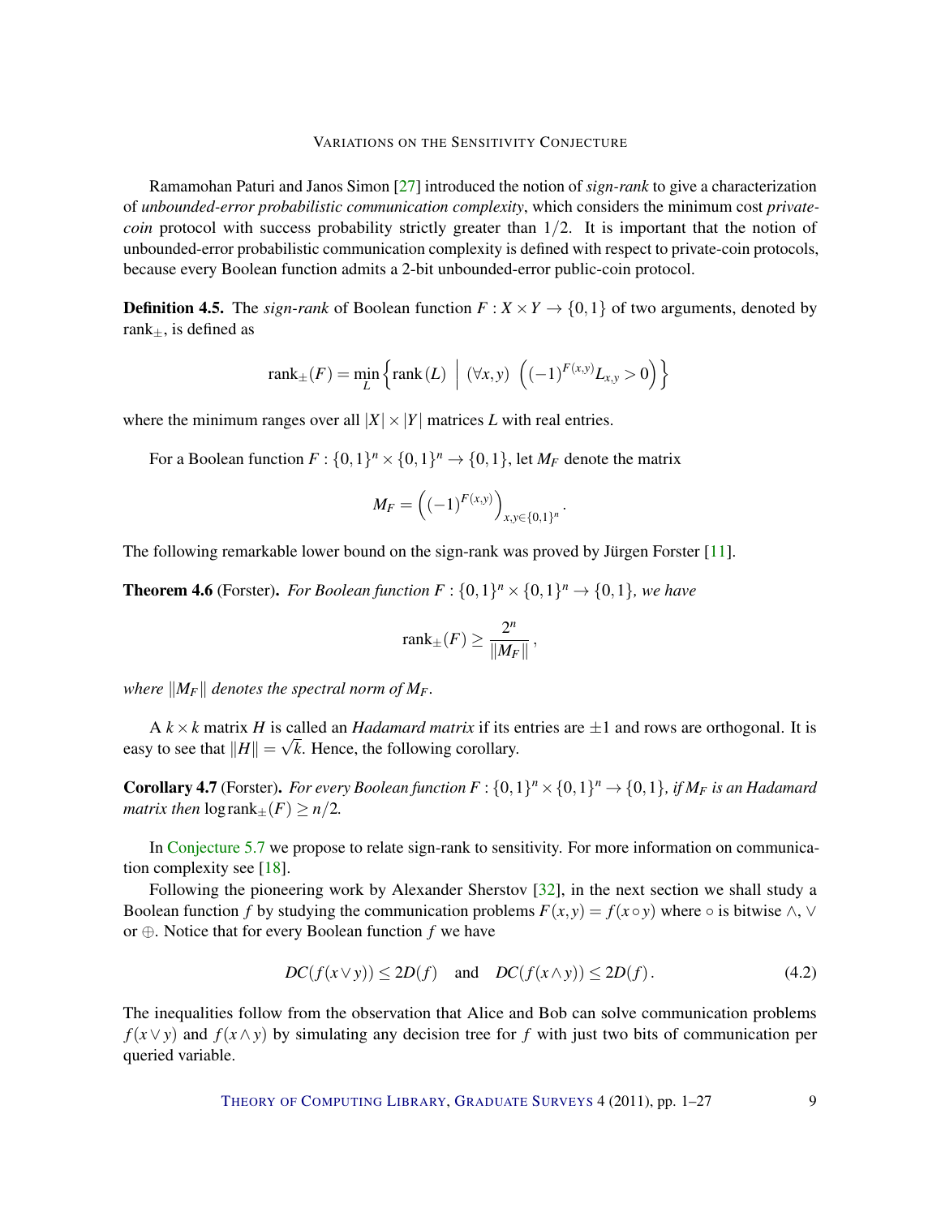Ramamohan Paturi and Janos Simon [27] introduced the notion of *sign-rank* to give a characterization of *unbounded-error probabilistic communication complexity*, which considers the minimum cost *private-coin* protocol with success probability strictly greater than $1/2$. It is important that the notion of unbounded-error probabilistic communication complexity is defined with respect to private-coin protocols, because every Boolean function admits a 2-bit unbounded-error public-coin protocol.

**Definition 4.5.** The *sign-rank* of Boolean function $F : X \times Y \to \{0,1\}$ of two arguments, denoted by $\operatorname{rank}_\pm$, is defined as

$$\operatorname{rank}_\pm(F) = \min_L \left\{ \operatorname{rank}(L) \;\middle|\; (\forall x, y) \;\left( (-1)^{F(x,y)} L_{x,y} > 0 \right) \right\}$$

where the minimum ranges over all $|X| \times |Y|$ matrices $L$ with real entries.

For a Boolean function $F : \{0,1\}^n \times \{0,1\}^n \to \{0,1\}$, let $M_F$ denote the matrix

$$M_F = \left( (-1)^{F(x,y)} \right)_{x,y \in \{0,1\}^n}.$$

The following remarkable lower bound on the sign-rank was proved by Jürgen Forster [11].

**Theorem 4.6** (Forster). *For Boolean function $F : \{0,1\}^n \times \{0,1\}^n \to \{0,1\}$, we have*

$$\operatorname{rank}_\pm(F) \geq \frac{2^n}{\|M_F\|},$$

*where $\|M_F\|$ denotes the spectral norm of $M_F$.*

A $k \times k$ matrix $H$ is called an *Hadamard matrix* if its entries are $\pm 1$ and rows are orthogonal. It is easy to see that $\|H\| = \sqrt{k}$. Hence, the following corollary.

**Corollary 4.7** (Forster). *For every Boolean function $F : \{0,1\}^n \times \{0,1\}^n \to \{0,1\}$, if $M_F$ is an Hadamard matrix then $\log \operatorname{rank}_\pm(F) \geq n/2$.*

In Conjecture 5.7 we propose to relate sign-rank to sensitivity. For more information on communication complexity see [18].

Following the pioneering work by Alexander Sherstov [32], in the next section we shall study a Boolean function $f$ by studying the communication problems $F(x,y) = f(x \circ y)$ where $\circ$ is bitwise $\wedge$, $\vee$ or $\oplus$. Notice that for every Boolean function $f$ we have

$$DC(f(x \vee y)) \leq 2D(f) \quad \text{and} \quad DC(f(x \wedge y)) \leq 2D(f). \tag{4.2}$$

The inequalities follow from the observation that Alice and Bob can solve communication problems $f(x \vee y)$ and $f(x \wedge y)$ by simulating any decision tree for $f$ with just two bits of communication per queried variable.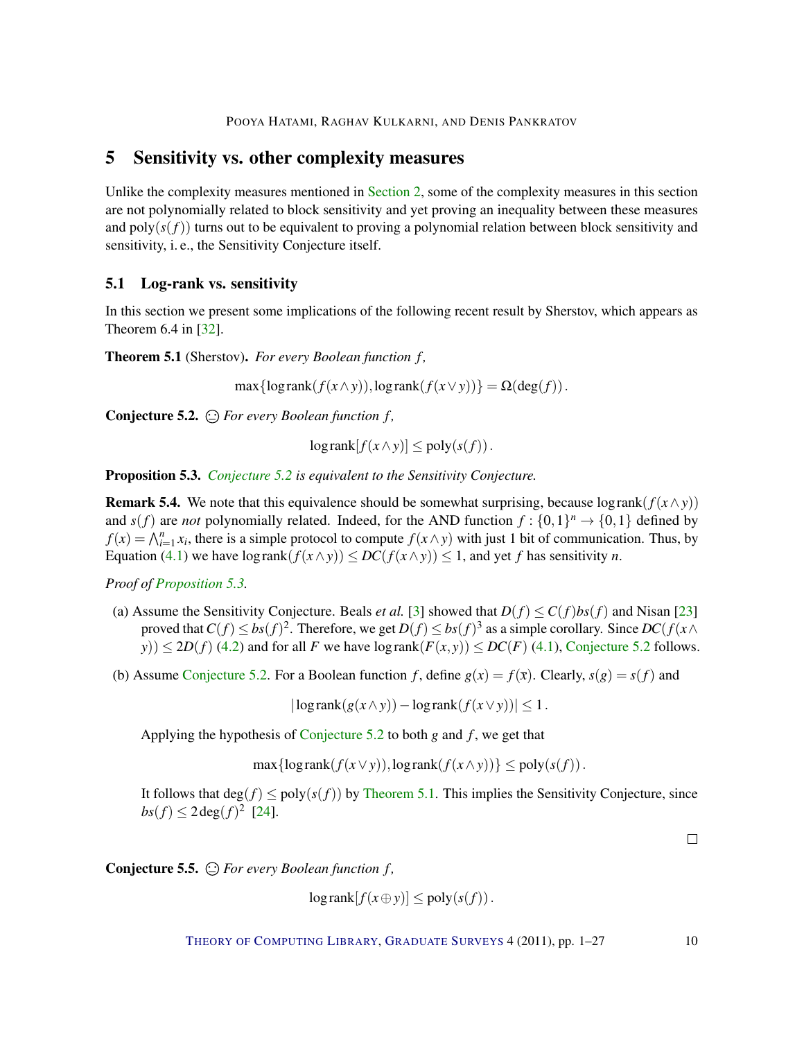## 5 Sensitivity vs. other complexity measures

Unlike the complexity measures mentioned in Section 2, some of the complexity measures in this section are not polynomially related to block sensitivity and yet proving an inequality between these measures and $\mathrm{poly}(s(f))$ turns out to be equivalent to proving a polynomial relation between block sensitivity and sensitivity, i. e., the Sensitivity Conjecture itself.

### 5.1 Log-rank vs. sensitivity

In this section we present some implications of the following recent result by Sherstov, which appears as Theorem 6.4 in [32].

**Theorem 5.1** (Sherstov). *For every Boolean function $f$,*

$$\max\{\log\mathrm{rank}(f(x\wedge y)),\log\mathrm{rank}(f(x\vee y))\} = \Omega(\deg(f)).$$

**Conjecture 5.2.** ☺ *For every Boolean function $f$,*

$$\log\mathrm{rank}[f(x\wedge y)] \le \mathrm{poly}(s(f)).$$

**Proposition 5.3.** *Conjecture 5.2 is equivalent to the Sensitivity Conjecture.*

**Remark 5.4.** We note that this equivalence should be somewhat surprising, because $\log\mathrm{rank}(f(x\wedge y))$ and $s(f)$ are *not* polynomially related. Indeed, for the AND function $f:\{0,1\}^n \to \{0,1\}$ defined by $f(x) = \bigwedge_{i=1}^n x_i$, there is a simple protocol to compute $f(x\wedge y)$ with just 1 bit of communication. Thus, by Equation (4.1) we have $\log\mathrm{rank}(f(x\wedge y)) \le DC(f(x\wedge y)) \le 1$, and yet $f$ has sensitivity $n$.

*Proof of Proposition 5.3.*

(a) Assume the Sensitivity Conjecture. Beals *et al.* [3] showed that $D(f) \le C(f)bs(f)$ and Nisan [23] proved that $C(f) \le bs(f)^2$. Therefore, we get $D(f) \le bs(f)^3$ as a simple corollary. Since $DC(f(x\wedge y)) \le 2D(f)$ (4.2) and for all $F$ we have $\log\mathrm{rank}(F(x,y)) \le DC(F)$ (4.1), Conjecture 5.2 follows.

(b) Assume Conjecture 5.2. For a Boolean function $f$, define $g(x) = f(\bar{x})$. Clearly, $s(g) = s(f)$ and

$$|\log\mathrm{rank}(g(x\wedge y)) - \log\mathrm{rank}(f(x\vee y))| \le 1.$$

Applying the hypothesis of Conjecture 5.2 to both $g$ and $f$, we get that

$$\max\{\log\mathrm{rank}(f(x\vee y)),\log\mathrm{rank}(f(x\wedge y))\} \le \mathrm{poly}(s(f)).$$

It follows that $\deg(f) \le \mathrm{poly}(s(f))$ by Theorem 5.1. This implies the Sensitivity Conjecture, since $bs(f) \le 2\deg(f)^2$ [24].

□

**Conjecture 5.5.** ☺ *For every Boolean function $f$,*

$$\log\mathrm{rank}[f(x\oplus y)] \le \mathrm{poly}(s(f)).$$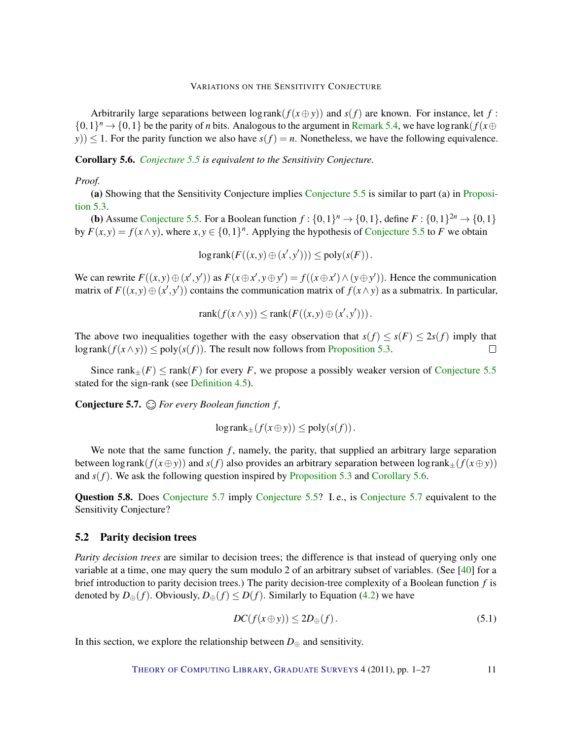Arbitrarily large separations between $\log \operatorname{rank}(f(x \oplus y))$ and $s(f)$ are known. For instance, let $f : \{0,1\}^n \to \{0,1\}$ be the parity of $n$ bits. Analogous to the argument in Remark 5.4, we have $\log \operatorname{rank}(f(x \oplus y)) \leq 1$. For the parity function we also have $s(f) = n$. Nonetheless, we have the following equivalence.

**Corollary 5.6.** *Conjecture 5.5 is equivalent to the Sensitivity Conjecture.*

*Proof.*

**(a)** Showing that the Sensitivity Conjecture implies Conjecture 5.5 is similar to part (a) in Proposition 5.3.

**(b)** Assume Conjecture 5.5. For a Boolean function $f : \{0,1\}^n \to \{0,1\}$, define $F : \{0,1\}^{2n} \to \{0,1\}$ by $F(x,y) = f(x \wedge y)$, where $x, y \in \{0,1\}^n$. Applying the hypothesis of Conjecture 5.5 to $F$ we obtain

$$\log \operatorname{rank}(F((x,y) \oplus (x',y'))) \leq \operatorname{poly}(s(F)).$$

We can rewrite $F((x,y) \oplus (x',y'))$ as $F(x \oplus x', y \oplus y') = f((x \oplus x') \wedge (y \oplus y'))$. Hence the communication matrix of $F((x,y) \oplus (x',y'))$ contains the communication matrix of $f(x \wedge y)$ as a submatrix. In particular,

$$\operatorname{rank}(f(x \wedge y)) \leq \operatorname{rank}(F((x,y) \oplus (x',y'))).$$

The above two inequalities together with the easy observation that $s(f) \leq s(F) \leq 2s(f)$ imply that $\log \operatorname{rank}(f(x \wedge y)) \leq \operatorname{poly}(s(f))$. The result now follows from Proposition 5.3. $\square$

Since $\operatorname{rank}_{\pm}(F) \leq \operatorname{rank}(F)$ for every $F$, we propose a possibly weaker version of Conjecture 5.5 stated for the sign-rank (see Definition 4.5).

**Conjecture 5.7.** ☺ *For every Boolean function $f$,*

$$\log \operatorname{rank}_{\pm}(f(x \oplus y)) \leq \operatorname{poly}(s(f)).$$

We note that the same function $f$, namely, the parity, that supplied an arbitrary large separation between $\log \operatorname{rank}(f(x \oplus y))$ and $s(f)$ also provides an arbitrary separation between $\log \operatorname{rank}_{\pm}(f(x \oplus y))$ and $s(f)$. We ask the following question inspired by Proposition 5.3 and Corollary 5.6.

**Question 5.8.** Does Conjecture 5.7 imply Conjecture 5.5? I. e., is Conjecture 5.7 equivalent to the Sensitivity Conjecture?

## 5.2 Parity decision trees

*Parity decision trees* are similar to decision trees; the difference is that instead of querying only one variable at a time, one may query the sum modulo 2 of an arbitrary subset of variables. (See [40] for a brief introduction to parity decision trees.) The parity decision-tree complexity of a Boolean function $f$ is denoted by $D_{\oplus}(f)$. Obviously, $D_{\oplus}(f) \leq D(f)$. Similarly to Equation (4.2) we have

$$DC(f(x \oplus y)) \leq 2D_{\oplus}(f). \tag{5.1}$$

In this section, we explore the relationship between $D_{\oplus}$ and sensitivity.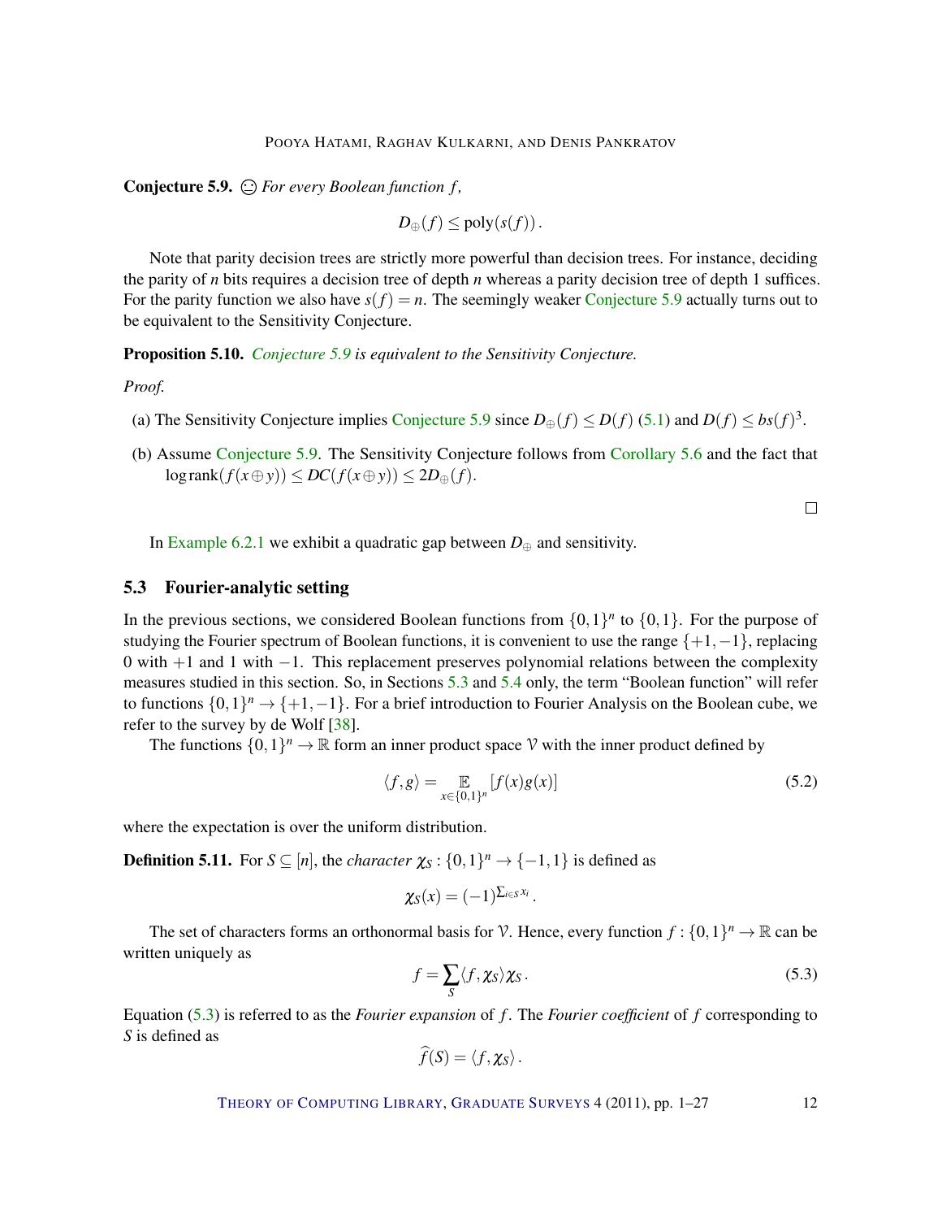**Conjecture 5.9.** 😐 *For every Boolean function $f$,*

$$D_\oplus(f) \le \mathrm{poly}(s(f)).$$

Note that parity decision trees are strictly more powerful than decision trees. For instance, deciding the parity of $n$ bits requires a decision tree of depth $n$ whereas a parity decision tree of depth 1 suffices. For the parity function we also have $s(f) = n$. The seemingly weaker Conjecture 5.9 actually turns out to be equivalent to the Sensitivity Conjecture.

**Proposition 5.10.** *Conjecture 5.9 is equivalent to the Sensitivity Conjecture.*

*Proof.*

(a) The Sensitivity Conjecture implies Conjecture 5.9 since $D_\oplus(f) \le D(f)$ (5.1) and $D(f) \le bs(f)^3$.

(b) Assume Conjecture 5.9. The Sensitivity Conjecture follows from Corollary 5.6 and the fact that $\log \mathrm{rank}(f(x \oplus y)) \le DC(f(x \oplus y)) \le 2D_\oplus(f)$.

□

In Example 6.2.1 we exhibit a quadratic gap between $D_\oplus$ and sensitivity.

### 5.3 Fourier-analytic setting

In the previous sections, we considered Boolean functions from $\{0,1\}^n$ to $\{0,1\}$. For the purpose of studying the Fourier spectrum of Boolean functions, it is convenient to use the range $\{+1,-1\}$, replacing 0 with $+1$ and 1 with $-1$. This replacement preserves polynomial relations between the complexity measures studied in this section. So, in Sections 5.3 and 5.4 only, the term "Boolean function" will refer to functions $\{0,1\}^n \to \{+1,-1\}$. For a brief introduction to Fourier Analysis on the Boolean cube, we refer to the survey by de Wolf [38].

The functions $\{0,1\}^n \to \mathbb{R}$ form an inner product space $\mathcal{V}$ with the inner product defined by

$$\langle f, g \rangle = \mathop{\mathbb{E}}_{x \in \{0,1\}^n} [f(x)g(x)] \tag{5.2}$$

where the expectation is over the uniform distribution.

**Definition 5.11.** For $S \subseteq [n]$, the *character* $\chi_S : \{0,1\}^n \to \{-1,1\}$ is defined as

$$\chi_S(x) = (-1)^{\sum_{i \in S} x_i}.$$

The set of characters forms an orthonormal basis for $\mathcal{V}$. Hence, every function $f : \{0,1\}^n \to \mathbb{R}$ can be written uniquely as

$$f = \sum_S \langle f, \chi_S \rangle \chi_S. \tag{5.3}$$

Equation (5.3) is referred to as the *Fourier expansion* of $f$. The *Fourier coefficient* of $f$ corresponding to $S$ is defined as

$$\widehat{f}(S) = \langle f, \chi_S \rangle.$$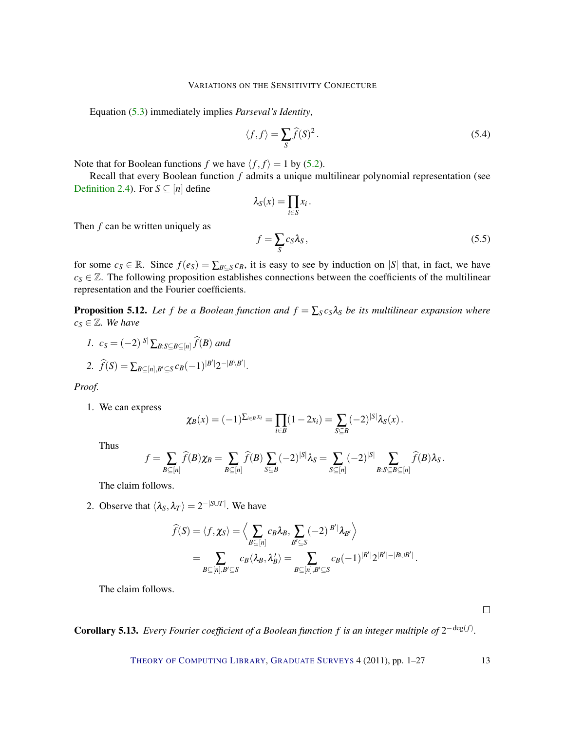Equation (5.3) immediately implies *Parseval's Identity*,

$$\langle f, f\rangle = \sum_S \widehat{f}(S)^2 \,. \tag{5.4}$$

Note that for Boolean functions $f$ we have $\langle f, f\rangle = 1$ by (5.2).

Recall that every Boolean function $f$ admits a unique multilinear polynomial representation (see Definition 2.4). For $S \subseteq [n]$ define

$$\lambda_S(x) = \prod_{i \in S} x_i \,.$$

Then $f$ can be written uniquely as

$$f = \sum_S c_S \lambda_S \,, \tag{5.5}$$

for some $c_S \in \mathbb{R}$. Since $f(e_S) = \sum_{B \subseteq S} c_B$, it is easy to see by induction on $|S|$ that, in fact, we have $c_S \in \mathbb{Z}$. The following proposition establishes connections between the coefficients of the multilinear representation and the Fourier coefficients.

**Proposition 5.12.** *Let $f$ be a Boolean function and $f = \sum_S c_S \lambda_S$ be its multilinear expansion where $c_S \in \mathbb{Z}$. We have*

1. $c_S = (-2)^{|S|} \sum_{B: S \subseteq B \subseteq [n]} \widehat{f}(B)$ *and*
2. $\widehat{f}(S) = \sum_{B \subseteq [n], B' \subseteq S} c_B (-1)^{|B'|} 2^{-|B \setminus B'|}$.

*Proof.*

1. We can express

$$\chi_B(x) = (-1)^{\sum_{i \in B} x_i} = \prod_{i \in B} (1 - 2x_i) = \sum_{S \subseteq B} (-2)^{|S|} \lambda_S(x) \,.$$

Thus

$$f = \sum_{B \subseteq [n]} \widehat{f}(B) \chi_B = \sum_{B \subseteq [n]} \widehat{f}(B) \sum_{S \subseteq B} (-2)^{|S|} \lambda_S = \sum_{S \subseteq [n]} (-2)^{|S|} \sum_{B: S \subseteq B \subseteq [n]} \widehat{f}(B) \lambda_S \,.$$

The claim follows.

2. Observe that $\langle \lambda_S, \lambda_T \rangle = 2^{-|S \cup T|}$. We have

$$\begin{aligned}
\widehat{f}(S) = \langle f, \chi_S \rangle &= \Big\langle \sum_{B \subseteq [n]} c_B \lambda_B, \sum_{B' \subseteq S} (-2)^{|B'|} \lambda_{B'} \Big\rangle \\
&= \sum_{B \subseteq [n], B' \subseteq S} c_B \langle \lambda_B, \lambda_B' \rangle = \sum_{B \subseteq [n], B' \subseteq S} c_B (-1)^{|B'|} 2^{|B'| - |B \cup B'|} \,.
\end{aligned}$$

The claim follows.

$\square$

**Corollary 5.13.** *Every Fourier coefficient of a Boolean function $f$ is an integer multiple of $2^{-\deg(f)}$.*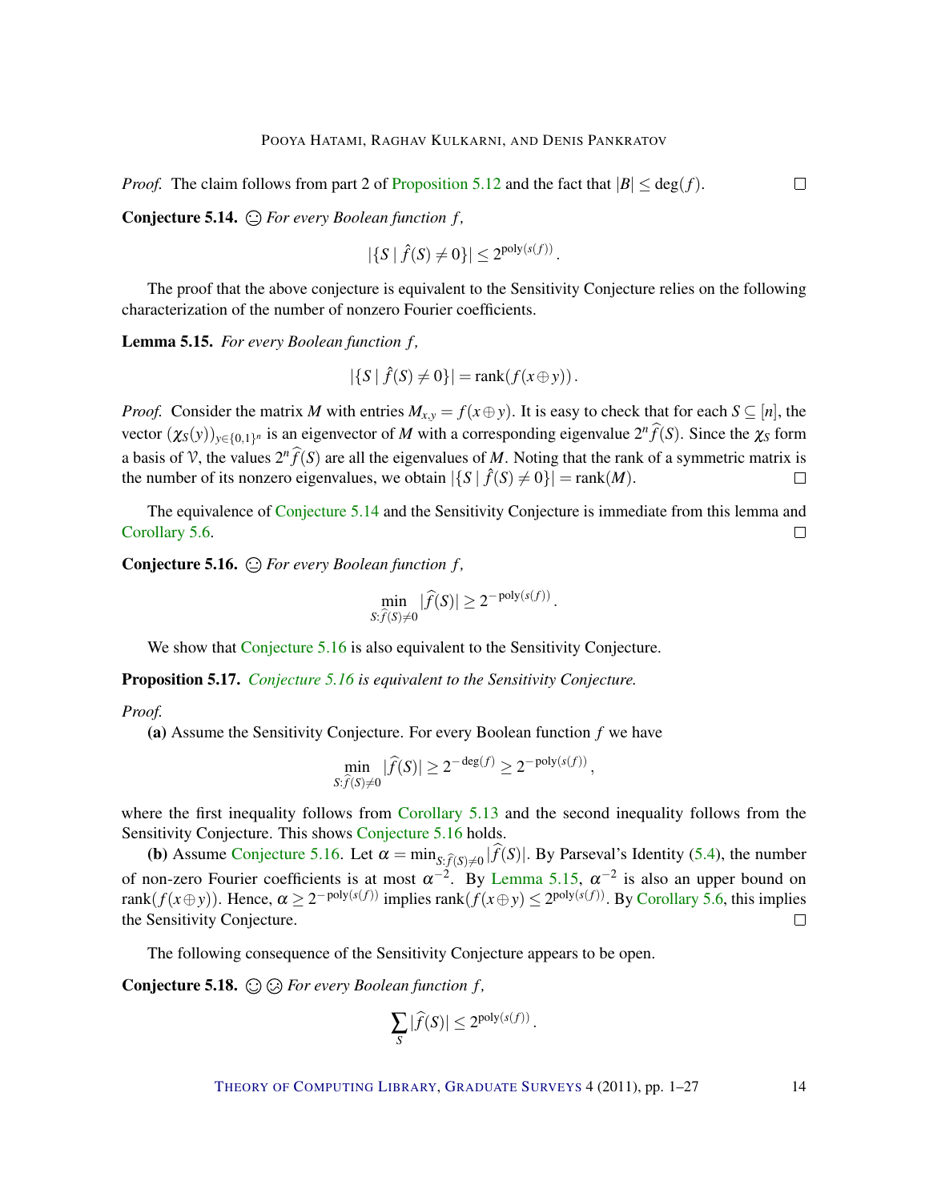*Proof.* The claim follows from part 2 of Proposition 5.12 and the fact that $|B| \leq \deg(f)$. $\square$

**Conjecture 5.14.** ☺ *For every Boolean function $f$,*

$$|\{S \mid \hat{f}(S) \neq 0\}| \leq 2^{\mathrm{poly}(s(f))}.$$

The proof that the above conjecture is equivalent to the Sensitivity Conjecture relies on the following characterization of the number of nonzero Fourier coefficients.

**Lemma 5.15.** *For every Boolean function $f$,*

$$|\{S \mid \hat{f}(S) \neq 0\}| = \mathrm{rank}(f(x \oplus y)).$$

*Proof.* Consider the matrix $M$ with entries $M_{x,y} = f(x \oplus y)$. It is easy to check that for each $S \subseteq [n]$, the vector $(\chi_S(y))_{y\in\{0,1\}^n}$ is an eigenvector of $M$ with a corresponding eigenvalue $2^n \widehat{f}(S)$. Since the $\chi_S$ form a basis of $\mathcal{V}$, the values $2^n \widehat{f}(S)$ are all the eigenvalues of $M$. Noting that the rank of a symmetric matrix is the number of its nonzero eigenvalues, we obtain $|\{S \mid \hat{f}(S) \neq 0\}| = \mathrm{rank}(M)$. $\square$

The equivalence of Conjecture 5.14 and the Sensitivity Conjecture is immediate from this lemma and Corollary 5.6. $\square$

**Conjecture 5.16.** ☺ *For every Boolean function $f$,*

$$\min_{S:\widehat{f}(S)\neq 0} |\widehat{f}(S)| \geq 2^{-\mathrm{poly}(s(f))}.$$

We show that Conjecture 5.16 is also equivalent to the Sensitivity Conjecture.

**Proposition 5.17.** *Conjecture 5.16 is equivalent to the Sensitivity Conjecture.*

*Proof.*

**(a)** Assume the Sensitivity Conjecture. For every Boolean function $f$ we have

$$\min_{S:\widehat{f}(S)\neq 0} |\widehat{f}(S)| \geq 2^{-\deg(f)} \geq 2^{-\mathrm{poly}(s(f))},$$

where the first inequality follows from Corollary 5.13 and the second inequality follows from the Sensitivity Conjecture. This shows Conjecture 5.16 holds.

**(b)** Assume Conjecture 5.16. Let $\alpha = \min_{S:\widehat{f}(S)\neq 0} |\widehat{f}(S)|$. By Parseval's Identity (5.4), the number of non-zero Fourier coefficients is at most $\alpha^{-2}$. By Lemma 5.15, $\alpha^{-2}$ is also an upper bound on $\mathrm{rank}(f(x \oplus y))$. Hence, $\alpha \geq 2^{-\mathrm{poly}(s(f))}$ implies $\mathrm{rank}(f(x \oplus y) \leq 2^{\mathrm{poly}(s(f))}$. By Corollary 5.6, this implies the Sensitivity Conjecture. $\square$

The following consequence of the Sensitivity Conjecture appears to be open.

**Conjecture 5.18.** ☺ ☹ *For every Boolean function $f$,*

$$\sum_S |\widehat{f}(S)| \leq 2^{\mathrm{poly}(s(f))}.$$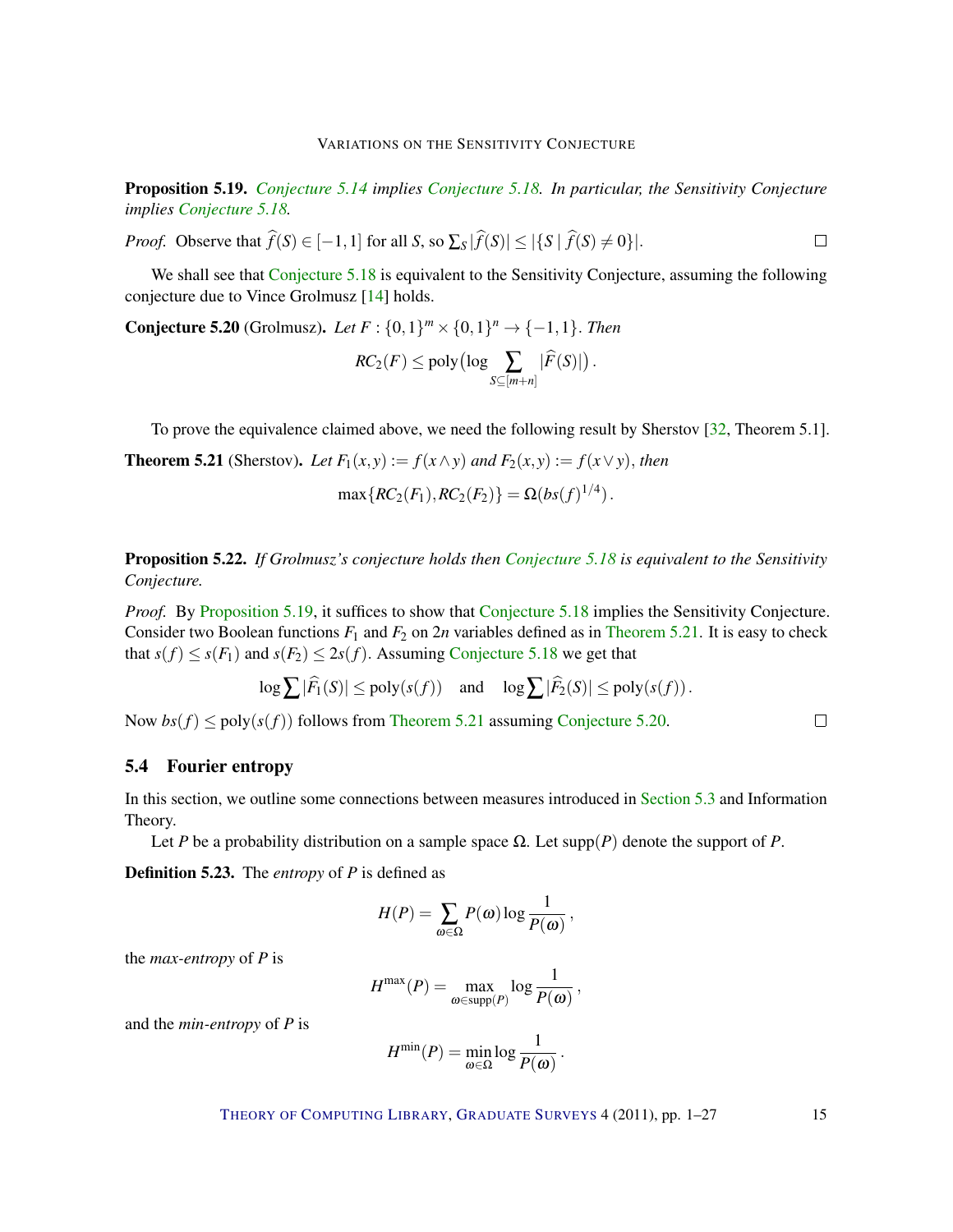**Proposition 5.19.** *Conjecture 5.14 implies Conjecture 5.18. In particular, the Sensitivity Conjecture implies Conjecture 5.18.*

*Proof.* Observe that $\widehat{f}(S) \in [-1,1]$ for all $S$, so $\sum_S |\widehat{f}(S)| \le |\{S \mid \widehat{f}(S) \neq 0\}|$. $\square$

We shall see that Conjecture 5.18 is equivalent to the Sensitivity Conjecture, assuming the following conjecture due to Vince Grolmusz [14] holds.

**Conjecture 5.20** (Grolmusz). *Let $F : \{0,1\}^m \times \{0,1\}^n \to \{-1,1\}$. Then*

$$RC_2(F) \le \operatorname{poly}\big(\log \sum_{S \subseteq [m+n]} |\widehat{F}(S)|\big).$$

To prove the equivalence claimed above, we need the following result by Sherstov [32, Theorem 5.1].

**Theorem 5.21** (Sherstov). *Let $F_1(x,y) := f(x \wedge y)$ and $F_2(x,y) := f(x \vee y)$, then*

$$\max\{RC_2(F_1), RC_2(F_2)\} = \Omega(bs(f)^{1/4}).$$

**Proposition 5.22.** *If Grolmusz's conjecture holds then Conjecture 5.18 is equivalent to the Sensitivity Conjecture.*

*Proof.* By Proposition 5.19, it suffices to show that Conjecture 5.18 implies the Sensitivity Conjecture. Consider two Boolean functions $F_1$ and $F_2$ on $2n$ variables defined as in Theorem 5.21. It is easy to check that $s(f) \le s(F_1)$ and $s(F_2) \le 2s(f)$. Assuming Conjecture 5.18 we get that

$$\log \sum |\widehat{F_1}(S)| \le \operatorname{poly}(s(f)) \quad \text{and} \quad \log \sum |\widehat{F_2}(S)| \le \operatorname{poly}(s(f)).$$

Now $bs(f) \le \operatorname{poly}(s(f))$ follows from Theorem 5.21 assuming Conjecture 5.20. $\square$

### 5.4 Fourier entropy

In this section, we outline some connections between measures introduced in Section 5.3 and Information Theory.

Let $P$ be a probability distribution on a sample space $\Omega$. Let $\operatorname{supp}(P)$ denote the support of $P$.

**Definition 5.23.** The *entropy* of $P$ is defined as

$$H(P) = \sum_{\omega \in \Omega} P(\omega) \log \frac{1}{P(\omega)},$$

the *max-entropy* of $P$ is

$$H^{\max}(P) = \max_{\omega \in \operatorname{supp}(P)} \log \frac{1}{P(\omega)},$$

and the *min-entropy* of $P$ is

$$H^{\min}(P) = \min_{\omega \in \Omega} \log \frac{1}{P(\omega)}.$$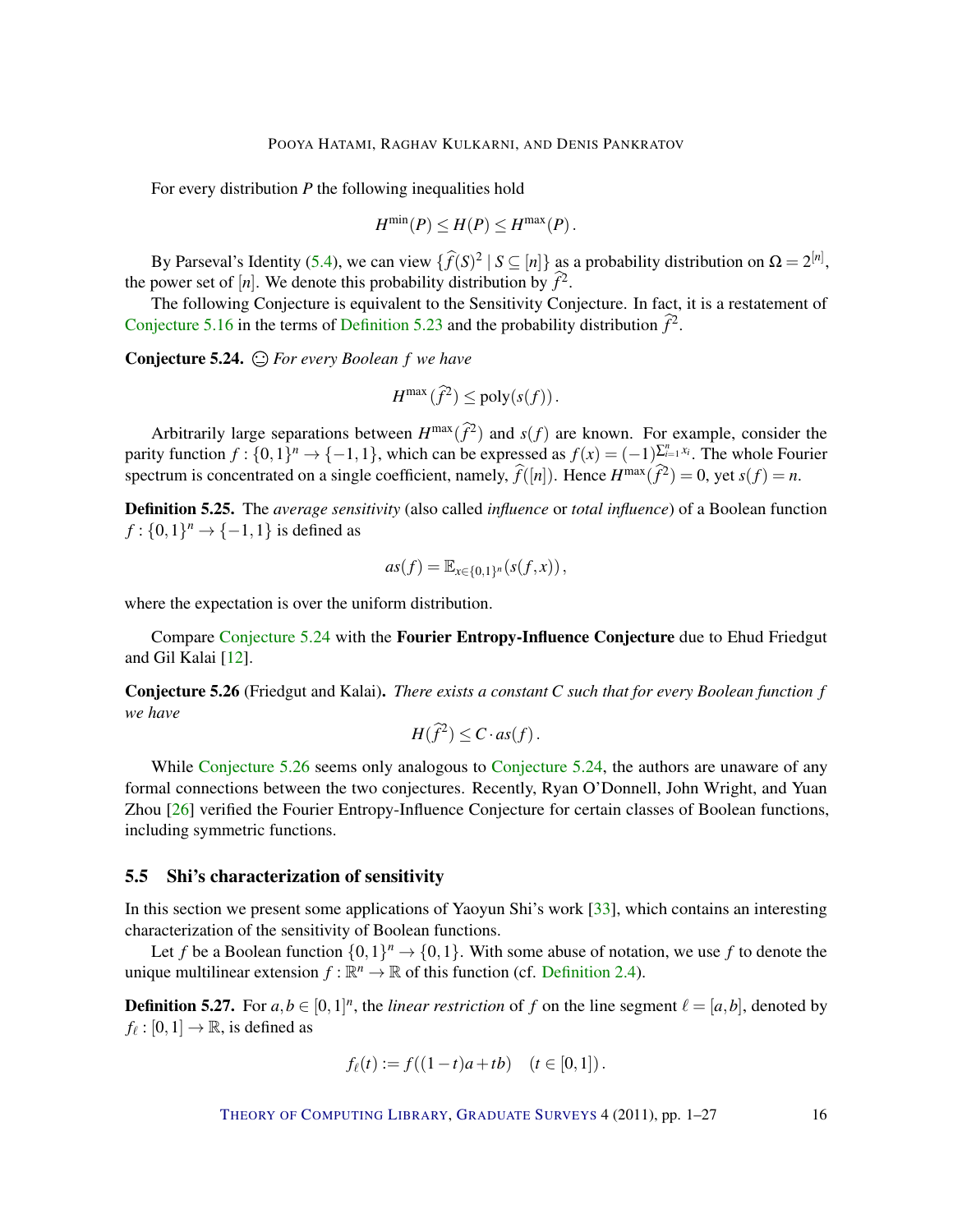For every distribution $P$ the following inequalities hold

$$H^{\min}(P) \leq H(P) \leq H^{\max}(P).$$

By Parseval's Identity (5.4), we can view $\{\widehat{f}(S)^2 \mid S \subseteq [n]\}$ as a probability distribution on $\Omega = 2^{[n]}$, the power set of $[n]$. We denote this probability distribution by $\widehat{f}^2$.

The following Conjecture is equivalent to the Sensitivity Conjecture. In fact, it is a restatement of Conjecture 5.16 in the terms of Definition 5.23 and the probability distribution $\widehat{f}^2$.

**Conjecture 5.24.** ☺ *For every Boolean $f$ we have*

$$H^{\max}(\widehat{f}^2) \leq \text{poly}(s(f)).$$

Arbitrarily large separations between $H^{\max}(\widehat{f}^2)$ and $s(f)$ are known. For example, consider the parity function $f : \{0,1\}^n \to \{-1,1\}$, which can be expressed as $f(x) = (-1)^{\sum_{i=1}^n x_i}$. The whole Fourier spectrum is concentrated on a single coefficient, namely, $\widehat{f}([n])$. Hence $H^{\max}(\widehat{f}^2) = 0$, yet $s(f) = n$.

**Definition 5.25.** The *average sensitivity* (also called *influence* or *total influence*) of a Boolean function $f : \{0,1\}^n \to \{-1,1\}$ is defined as

$$as(f) = \mathbb{E}_{x \in \{0,1\}^n}(s(f,x)),$$

where the expectation is over the uniform distribution.

Compare Conjecture 5.24 with the **Fourier Entropy-Influence Conjecture** due to Ehud Friedgut and Gil Kalai [12].

**Conjecture 5.26** (Friedgut and Kalai). *There exists a constant $C$ such that for every Boolean function $f$ we have*

$$H(\widehat{f}^2) \leq C \cdot as(f).$$

While Conjecture 5.26 seems only analogous to Conjecture 5.24, the authors are unaware of any formal connections between the two conjectures. Recently, Ryan O'Donnell, John Wright, and Yuan Zhou [26] verified the Fourier Entropy-Influence Conjecture for certain classes of Boolean functions, including symmetric functions.

## 5.5 Shi's characterization of sensitivity

In this section we present some applications of Yaoyun Shi's work [33], which contains an interesting characterization of the sensitivity of Boolean functions.

Let $f$ be a Boolean function $\{0,1\}^n \to \{0,1\}$. With some abuse of notation, we use $f$ to denote the unique multilinear extension $f : \mathbb{R}^n \to \mathbb{R}$ of this function (cf. Definition 2.4).

**Definition 5.27.** For $a, b \in [0,1]^n$, the *linear restriction* of $f$ on the line segment $\ell = [a,b]$, denoted by $f_\ell : [0,1] \to \mathbb{R}$, is defined as

$$f_\ell(t) := f((1-t)a + tb) \quad (t \in [0,1]).$$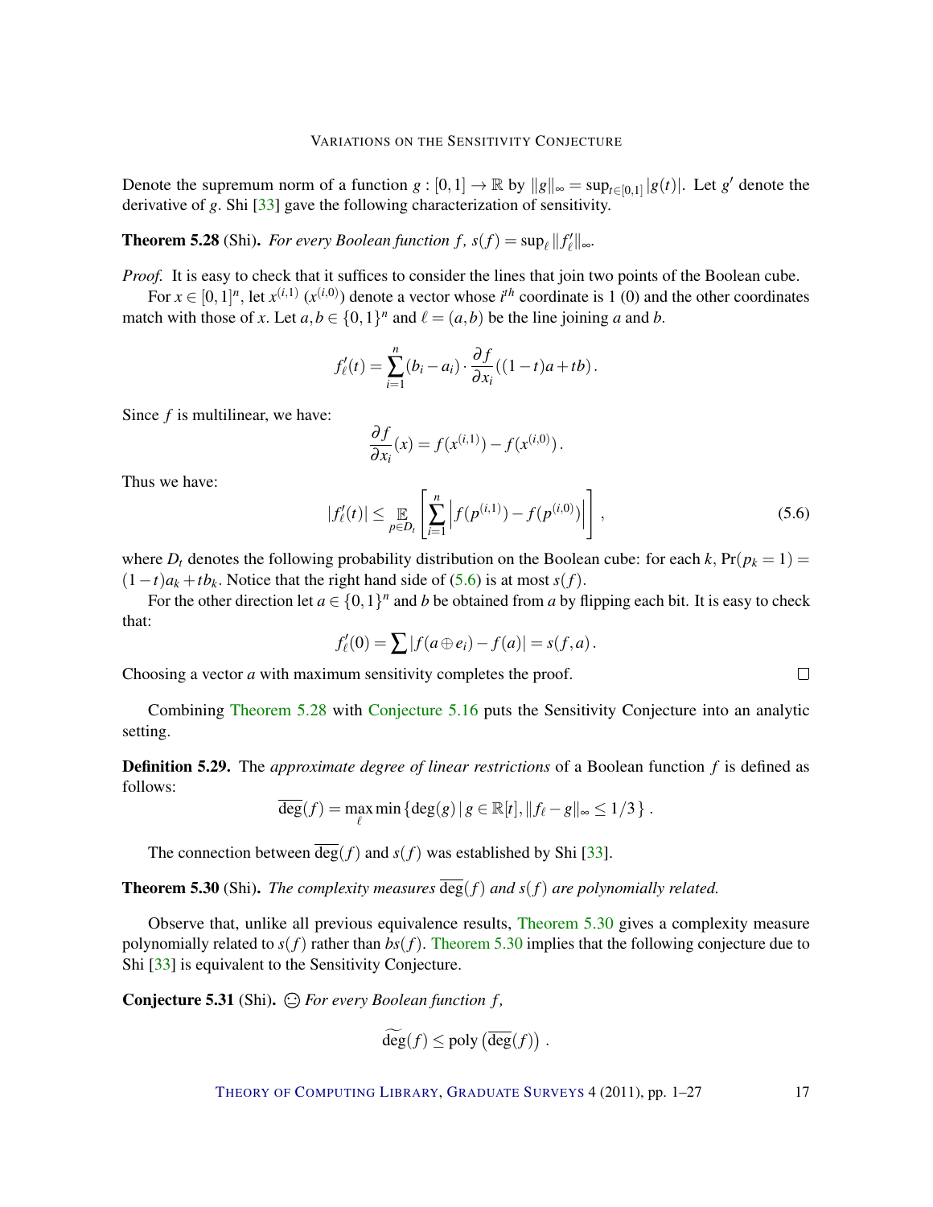Denote the supremum norm of a function $g : [0,1] \to \mathbb{R}$ by $\|g\|_\infty = \sup_{t\in[0,1]} |g(t)|$. Let $g'$ denote the derivative of $g$. Shi [33] gave the following characterization of sensitivity.

**Theorem 5.28** (Shi). *For every Boolean function $f$, $s(f) = \sup_\ell \|f'_\ell\|_\infty$.*

*Proof.* It is easy to check that it suffices to consider the lines that join two points of the Boolean cube.

For $x \in [0,1]^n$, let $x^{(i,1)}$ ($x^{(i,0)}$) denote a vector whose $i^{th}$ coordinate is 1 (0) and the other coordinates match with those of $x$. Let $a, b \in \{0,1\}^n$ and $\ell = (a,b)$ be the line joining $a$ and $b$.

$$f'_\ell(t) = \sum_{i=1}^{n} (b_i - a_i) \cdot \frac{\partial f}{\partial x_i}((1-t)a + tb)\,.$$

Since $f$ is multilinear, we have:

$$\frac{\partial f}{\partial x_i}(x) = f(x^{(i,1)}) - f(x^{(i,0)})\,.$$

Thus we have:

$$|f'_\ell(t)| \le \mathop{\mathbb{E}}_{p\in D_t}\left[\sum_{i=1}^{n} \left| f(p^{(i,1)}) - f(p^{(i,0)}) \right| \right], \tag{5.6}$$

where $D_t$ denotes the following probability distribution on the Boolean cube: for each $k$, $\Pr(p_k = 1) = (1-t)a_k + tb_k$. Notice that the right hand side of (5.6) is at most $s(f)$.

For the other direction let $a \in \{0,1\}^n$ and $b$ be obtained from $a$ by flipping each bit. It is easy to check that:

$$f'_\ell(0) = \sum |f(a \oplus e_i) - f(a)| = s(f,a)\,.$$

Choosing a vector $a$ with maximum sensitivity completes the proof. $\square$

Combining Theorem 5.28 with Conjecture 5.16 puts the Sensitivity Conjecture into an analytic setting.

**Definition 5.29.** The *approximate degree of linear restrictions* of a Boolean function $f$ is defined as follows:

$$\overline{\deg}(f) = \max_\ell \min \left\{ \deg(g) \,|\, g \in \mathbb{R}[t], \|f_\ell - g\|_\infty \le 1/3 \right\}.$$

The connection between $\overline{\deg}(f)$ and $s(f)$ was established by Shi [33].

**Theorem 5.30** (Shi). *The complexity measures $\overline{\deg}(f)$ and $s(f)$ are polynomially related.*

Observe that, unlike all previous equivalence results, Theorem 5.30 gives a complexity measure polynomially related to $s(f)$ rather than $bs(f)$. Theorem 5.30 implies that the following conjecture due to Shi [33] is equivalent to the Sensitivity Conjecture.

**Conjecture 5.31** (Shi). ☺ *For every Boolean function $f$,*

$$\widetilde{\deg}(f) \le \operatorname{poly}\left(\overline{\deg}(f)\right).$$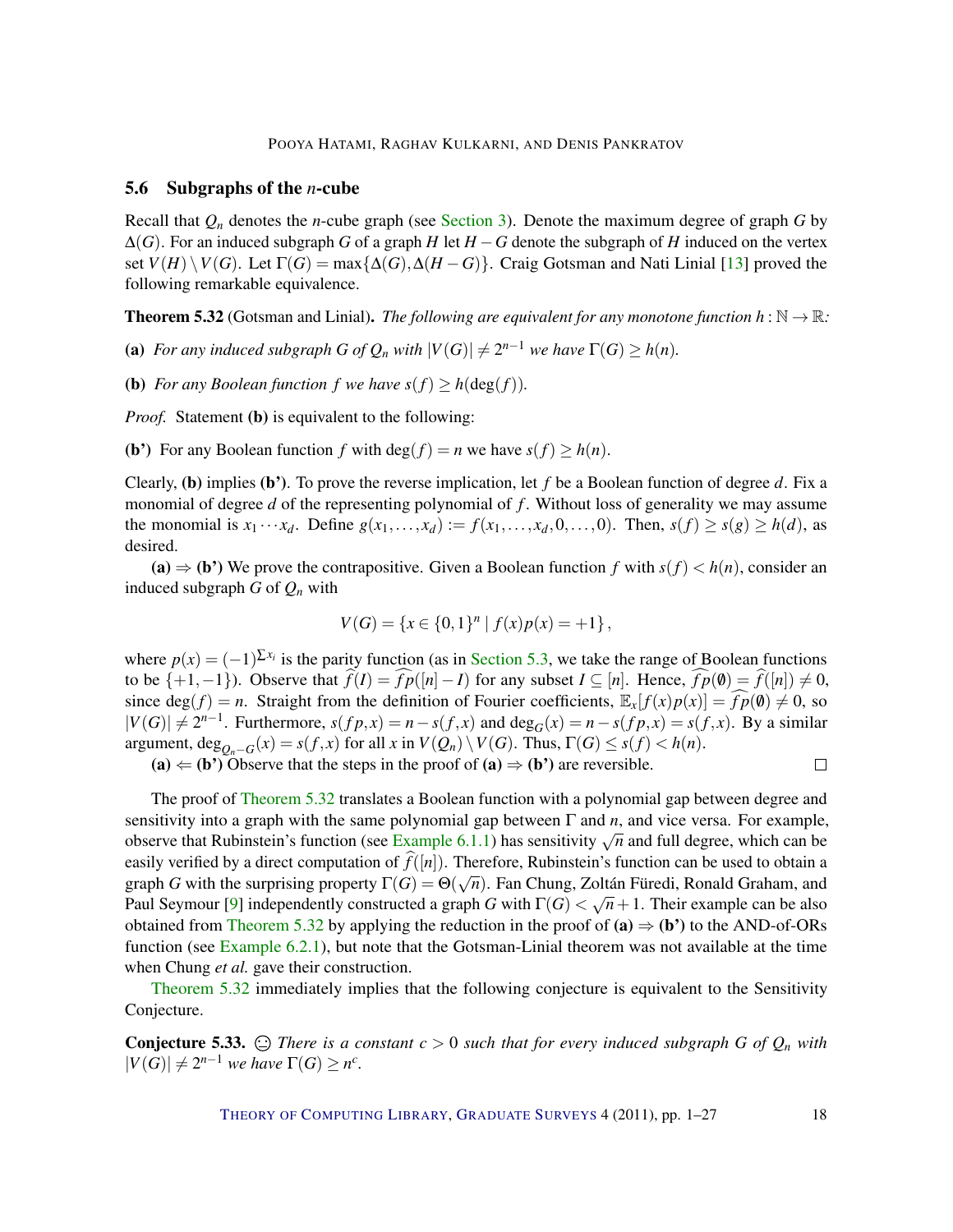### 5.6 Subgraphs of the $n$-cube

Recall that $Q_n$ denotes the $n$-cube graph (see Section 3). Denote the maximum degree of graph $G$ by $\Delta(G)$. For an induced subgraph $G$ of a graph $H$ let $H-G$ denote the subgraph of $H$ induced on the vertex set $V(H)\setminus V(G)$. Let $\Gamma(G)=\max\{\Delta(G),\Delta(H-G)\}$. Craig Gotsman and Nati Linial [13] proved the following remarkable equivalence.

**Theorem 5.32** (Gotsman and Linial)**.** *The following are equivalent for any monotone function $h:\mathbb{N}\to\mathbb{R}$:*

**(a)** *For any induced subgraph $G$ of $Q_n$ with $|V(G)|\neq 2^{n-1}$ we have $\Gamma(G)\geq h(n)$.*

**(b)** *For any Boolean function $f$ we have $s(f)\geq h(\deg(f))$.*

*Proof.* Statement **(b)** is equivalent to the following:

**(b')** For any Boolean function $f$ with $\deg(f)=n$ we have $s(f)\geq h(n)$.

Clearly, **(b)** implies **(b')**. To prove the reverse implication, let $f$ be a Boolean function of degree $d$. Fix a monomial of degree $d$ of the representing polynomial of $f$. Without loss of generality we may assume the monomial is $x_1\cdots x_d$. Define $g(x_1,\ldots,x_d):=f(x_1,\ldots,x_d,0,\ldots,0)$. Then, $s(f)\geq s(g)\geq h(d)$, as desired.

**(a)** $\Rightarrow$ **(b')** We prove the contrapositive. Given a Boolean function $f$ with $s(f)<h(n)$, consider an induced subgraph $G$ of $Q_n$ with

$$V(G)=\{x\in\{0,1\}^n \mid f(x)p(x)=+1\},$$

where $p(x)=(-1)^{\sum x_i}$ is the parity function (as in Section 5.3, we take the range of Boolean functions to be $\{+1,-1\}$). Observe that $\widehat{f}(I)=\widehat{fp}([n]-I)$ for any subset $I\subseteq[n]$. Hence, $\widehat{fp}(\emptyset)=\widehat{f}([n])\neq 0$, since $\deg(f)=n$. Straight from the definition of Fourier coefficients, $\mathbb{E}_x[f(x)p(x)]=\widehat{fp}(\emptyset)\neq 0$, so $|V(G)|\neq 2^{n-1}$. Furthermore, $s(fp,x)=n-s(f,x)$ and $\deg_G(x)=n-s(fp,x)=s(f,x)$. By a similar argument, $\deg_{Q_n-G}(x)=s(f,x)$ for all $x$ in $V(Q_n)\setminus V(G)$. Thus, $\Gamma(G)\leq s(f)<h(n)$.

**(a)** $\Leftarrow$ **(b')** Observe that the steps in the proof of **(a)** $\Rightarrow$ **(b')** are reversible. ∎

The proof of Theorem 5.32 translates a Boolean function with a polynomial gap between degree and sensitivity into a graph with the same polynomial gap between $\Gamma$ and $n$, and vice versa. For example, observe that Rubinstein's function (see Example 6.1.1) has sensitivity $\sqrt{n}$ and full degree, which can be easily verified by a direct computation of $\widehat{f}([n])$. Therefore, Rubinstein's function can be used to obtain a graph $G$ with the surprising property $\Gamma(G)=\Theta(\sqrt{n})$. Fan Chung, Zoltán Füredi, Ronald Graham, and Paul Seymour [9] independently constructed a graph $G$ with $\Gamma(G)<\sqrt{n}+1$. Their example can be also obtained from Theorem 5.32 by applying the reduction in the proof of **(a)** $\Rightarrow$ **(b')** to the AND-of-ORs function (see Example 6.2.1), but note that the Gotsman-Linial theorem was not available at the time when Chung *et al.* gave their construction.

Theorem 5.32 immediately implies that the following conjecture is equivalent to the Sensitivity Conjecture.

**Conjecture 5.33.** ☺ *There is a constant $c>0$ such that for every induced subgraph $G$ of $Q_n$ with $|V(G)|\neq 2^{n-1}$ we have $\Gamma(G)\geq n^c$.*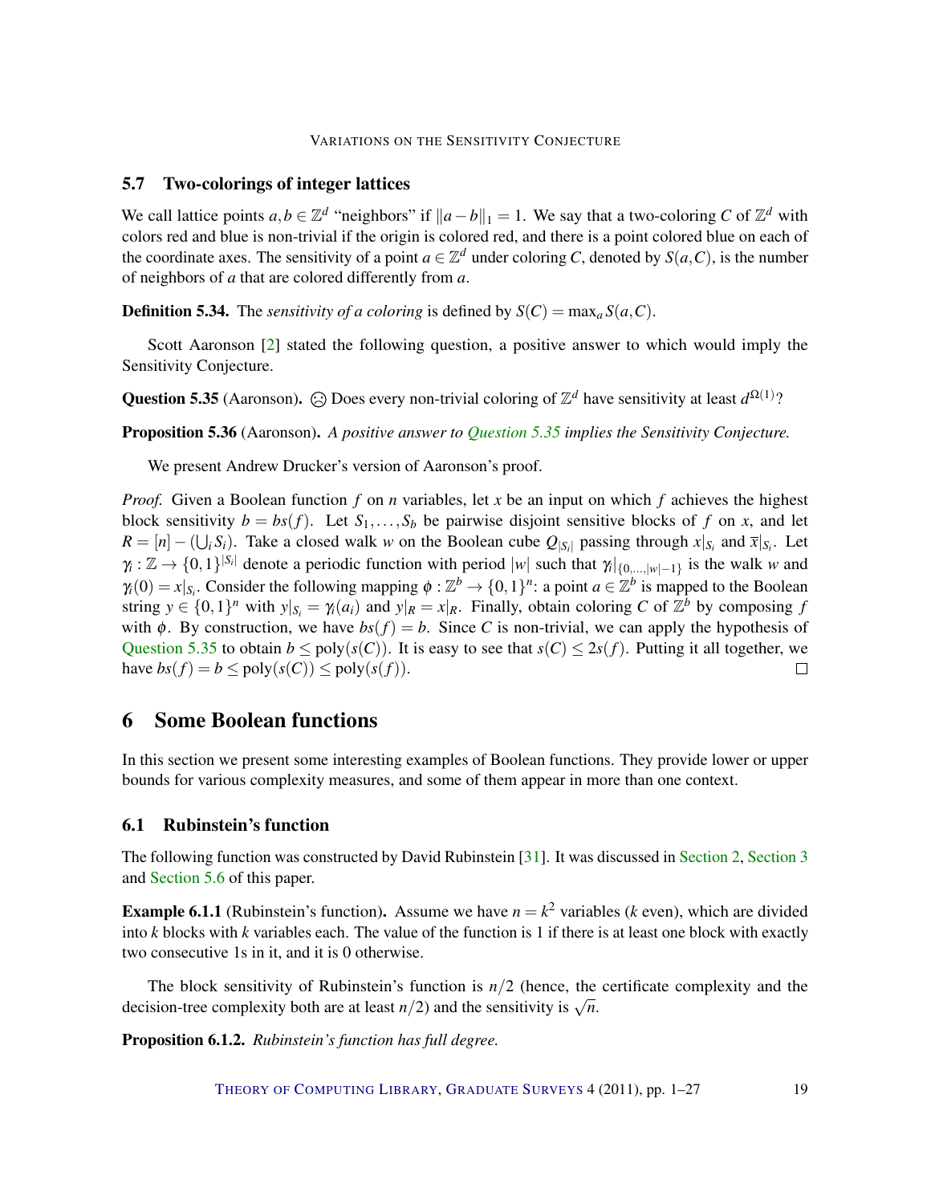### 5.7 Two-colorings of integer lattices

We call lattice points $a, b \in \mathbb{Z}^d$ "neighbors" if $\|a - b\|_1 = 1$. We say that a two-coloring $C$ of $\mathbb{Z}^d$ with colors red and blue is non-trivial if the origin is colored red, and there is a point colored blue on each of the coordinate axes. The sensitivity of a point $a \in \mathbb{Z}^d$ under coloring $C$, denoted by $S(a, C)$, is the number of neighbors of $a$ that are colored differently from $a$.

**Definition 5.34.** The *sensitivity of a coloring* is defined by $S(C) = \max_a S(a, C)$.

Scott Aaronson [2] stated the following question, a positive answer to which would imply the Sensitivity Conjecture.

**Question 5.35** (Aaronson). ☹ Does every non-trivial coloring of $\mathbb{Z}^d$ have sensitivity at least $d^{\Omega(1)}$?

**Proposition 5.36** (Aaronson). *A positive answer to Question 5.35 implies the Sensitivity Conjecture.*

We present Andrew Drucker's version of Aaronson's proof.

*Proof.* Given a Boolean function $f$ on $n$ variables, let $x$ be an input on which $f$ achieves the highest block sensitivity $b = bs(f)$. Let $S_1, \ldots, S_b$ be pairwise disjoint sensitive blocks of $f$ on $x$, and let $R = [n] - (\bigcup_i S_i)$. Take a closed walk $w$ on the Boolean cube $Q_{|S_i|}$ passing through $x|_{S_i}$ and $\overline{x}|_{S_i}$. Let $\gamma_i : \mathbb{Z} \to \{0,1\}^{|S_i|}$ denote a periodic function with period $|w|$ such that $\gamma_i|_{\{0,\ldots,|w|-1\}}$ is the walk $w$ and $\gamma_i(0) = x|_{S_i}$. Consider the following mapping $\phi : \mathbb{Z}^b \to \{0,1\}^n$: a point $a \in \mathbb{Z}^b$ is mapped to the Boolean string $y \in \{0,1\}^n$ with $y|_{S_i} = \gamma_i(a_i)$ and $y|_R = x|_R$. Finally, obtain coloring $C$ of $\mathbb{Z}^b$ by composing $f$ with $\phi$. By construction, we have $bs(f) = b$. Since $C$ is non-trivial, we can apply the hypothesis of Question 5.35 to obtain $b \le \mathrm{poly}(s(C))$. It is easy to see that $s(C) \le 2s(f)$. Putting it all together, we have $bs(f) = b \le \mathrm{poly}(s(C)) \le \mathrm{poly}(s(f))$. □

# 6 Some Boolean functions

In this section we present some interesting examples of Boolean functions. They provide lower or upper bounds for various complexity measures, and some of them appear in more than one context.

## 6.1 Rubinstein's function

The following function was constructed by David Rubinstein [31]. It was discussed in Section 2, Section 3 and Section 5.6 of this paper.

**Example 6.1.1** (Rubinstein's function)**.** Assume we have $n = k^2$ variables ($k$ even), which are divided into $k$ blocks with $k$ variables each. The value of the function is 1 if there is at least one block with exactly two consecutive 1s in it, and it is 0 otherwise.

The block sensitivity of Rubinstein's function is $n/2$ (hence, the certificate complexity and the decision-tree complexity both are at least $n/2$) and the sensitivity is $\sqrt{n}$.

**Proposition 6.1.2.** *Rubinstein's function has full degree.*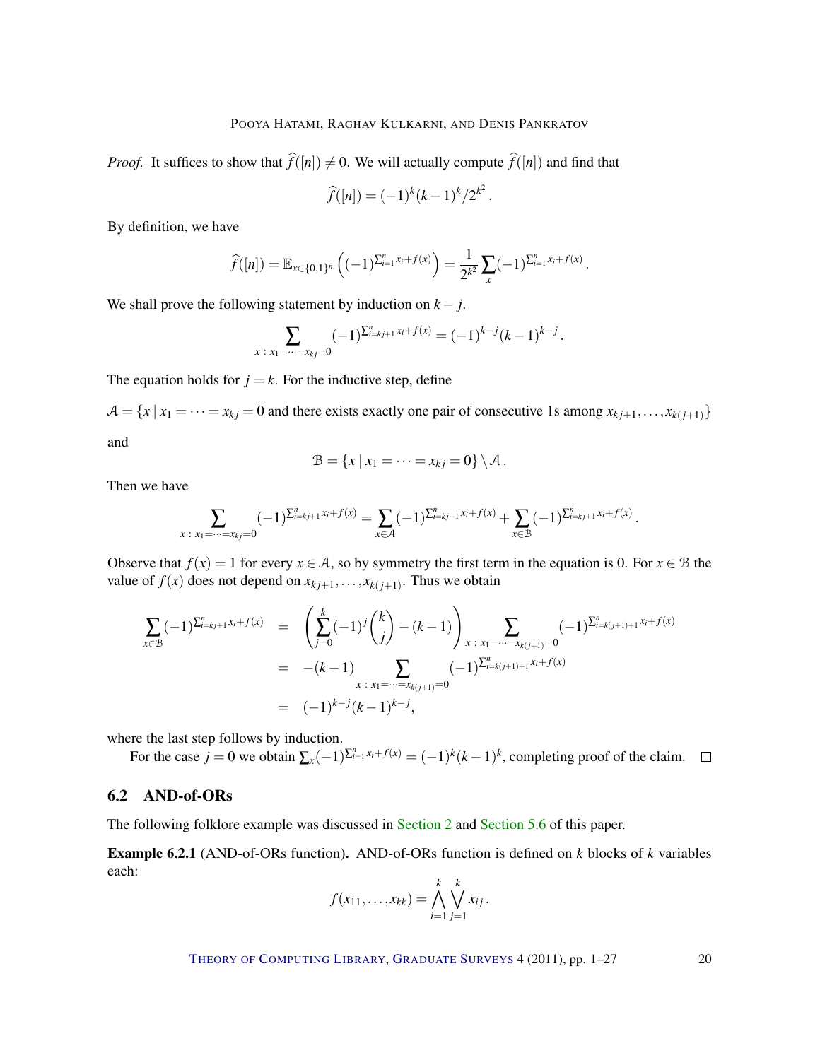*Proof.* It suffices to show that $\widehat{f}([n]) \neq 0$. We will actually compute $\widehat{f}([n])$ and find that

$$\widehat{f}([n]) = (-1)^k (k-1)^k / 2^{k^2}.$$

By definition, we have

$$\widehat{f}([n]) = \mathbb{E}_{x \in \{0,1\}^n} \left( (-1)^{\sum_{i=1}^n x_i + f(x)} \right) = \frac{1}{2^{k^2}} \sum_x (-1)^{\sum_{i=1}^n x_i + f(x)}.$$

We shall prove the following statement by induction on $k - j$.

$$\sum_{x \,:\, x_1 = \cdots = x_{kj} = 0} (-1)^{\sum_{i=kj+1}^n x_i + f(x)} = (-1)^{k-j} (k-1)^{k-j}.$$

The equation holds for $j = k$. For the inductive step, define

$\mathcal{A} = \{x \mid x_1 = \cdots = x_{kj} = 0$ and there exists exactly one pair of consecutive 1s among $x_{kj+1}, \ldots, x_{k(j+1)}\}$

and

$$\mathcal{B} = \{x \mid x_1 = \cdots = x_{kj} = 0\} \setminus \mathcal{A}.$$

Then we have

$$\sum_{x \,:\, x_1 = \cdots = x_{kj} = 0} (-1)^{\sum_{i=kj+1}^n x_i + f(x)} = \sum_{x \in \mathcal{A}} (-1)^{\sum_{i=kj+1}^n x_i + f(x)} + \sum_{x \in \mathcal{B}} (-1)^{\sum_{i=kj+1}^n x_i + f(x)}.$$

Observe that $f(x) = 1$ for every $x \in \mathcal{A}$, so by symmetry the first term in the equation is 0. For $x \in \mathcal{B}$ the value of $f(x)$ does not depend on $x_{kj+1}, \ldots, x_{k(j+1)}$. Thus we obtain

$$\begin{aligned}
\sum_{x \in \mathcal{B}} (-1)^{\sum_{i=kj+1}^n x_i + f(x)} &= \left( \sum_{j=0}^k (-1)^j \binom{k}{j} - (k-1) \right) \sum_{x \,:\, x_1 = \cdots = x_{k(j+1)} = 0} (-1)^{\sum_{i=k(j+1)+1}^n x_i + f(x)} \\
&= -(k-1) \sum_{x \,:\, x_1 = \cdots = x_{k(j+1)} = 0} (-1)^{\sum_{i=k(j+1)+1}^n x_i + f(x)} \\
&= (-1)^{k-j} (k-1)^{k-j},
\end{aligned}$$

where the last step follows by induction.

For the case $j = 0$ we obtain $\sum_x (-1)^{\sum_{i=1}^n x_i + f(x)} = (-1)^k (k-1)^k$, completing proof of the claim. □

### 6.2 AND-of-ORs

The following folklore example was discussed in Section 2 and Section 5.6 of this paper.

**Example 6.2.1** (AND-of-ORs function)**.** AND-of-ORs function is defined on $k$ blocks of $k$ variables each:

$$f(x_{11}, \ldots, x_{kk}) = \bigwedge_{i=1}^k \bigvee_{j=1}^k x_{ij}.$$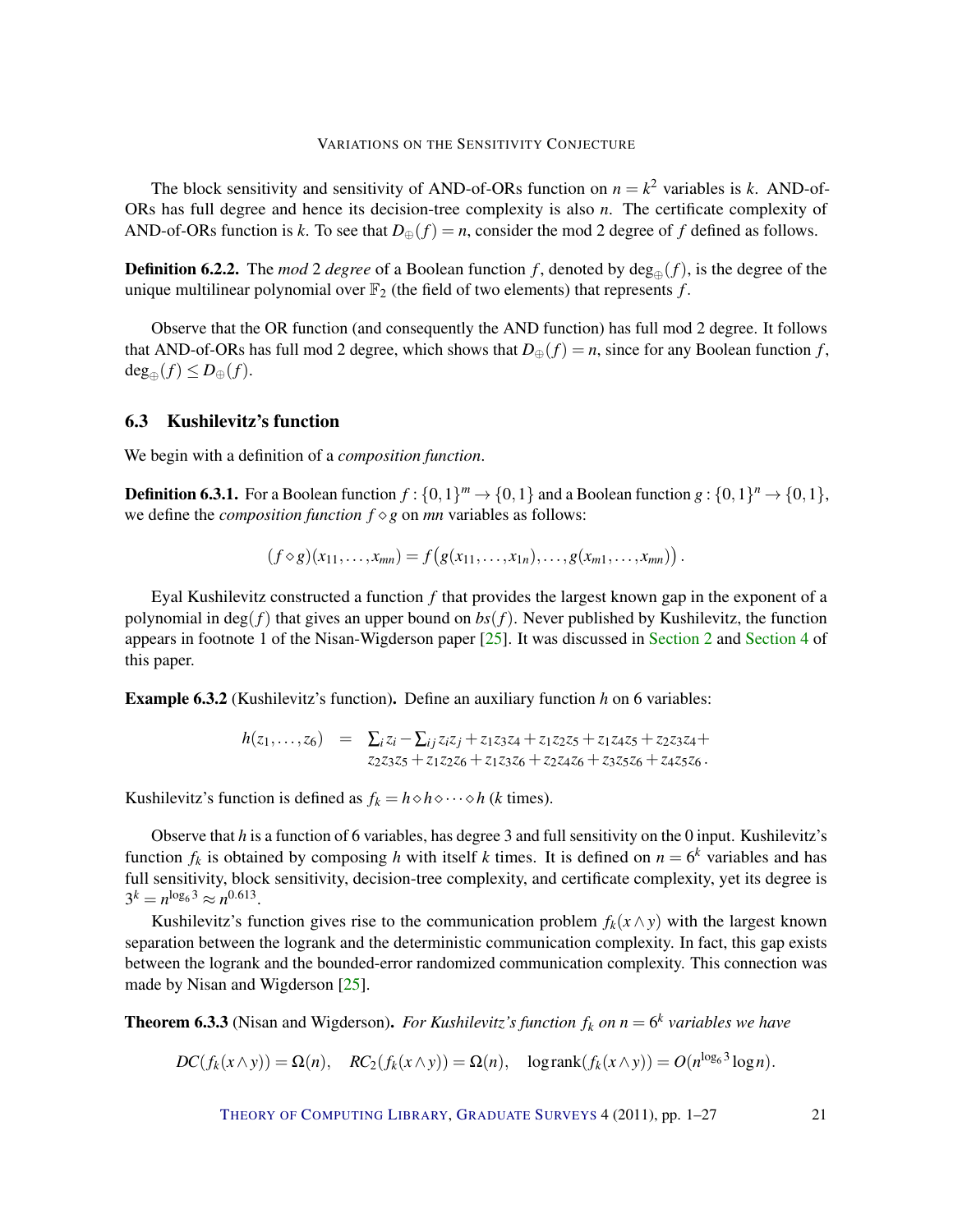The block sensitivity and sensitivity of AND-of-ORs function on $n = k^2$ variables is $k$. AND-of-ORs has full degree and hence its decision-tree complexity is also $n$. The certificate complexity of AND-of-ORs function is $k$. To see that $D_{\oplus}(f) = n$, consider the mod 2 degree of $f$ defined as follows.

**Definition 6.2.2.** The *mod* 2 *degree* of a Boolean function $f$, denoted by $\deg_{\oplus}(f)$, is the degree of the unique multilinear polynomial over $\mathbb{F}_2$ (the field of two elements) that represents $f$.

Observe that the OR function (and consequently the AND function) has full mod 2 degree. It follows that AND-of-ORs has full mod 2 degree, which shows that $D_{\oplus}(f) = n$, since for any Boolean function $f$, $\deg_{\oplus}(f) \leq D_{\oplus}(f)$.

## 6.3 Kushilevitz's function

We begin with a definition of a *composition function*.

**Definition 6.3.1.** For a Boolean function $f : \{0,1\}^m \to \{0,1\}$ and a Boolean function $g : \{0,1\}^n \to \{0,1\}$, we define the *composition function* $f \diamond g$ on $mn$ variables as follows:

$$(f \diamond g)(x_{11}, \ldots, x_{mn}) = f\big(g(x_{11}, \ldots, x_{1n}), \ldots, g(x_{m1}, \ldots, x_{mn})\big).$$

Eyal Kushilevitz constructed a function $f$ that provides the largest known gap in the exponent of a polynomial in $\deg(f)$ that gives an upper bound on $bs(f)$. Never published by Kushilevitz, the function appears in footnote 1 of the Nisan-Wigderson paper [25]. It was discussed in Section 2 and Section 4 of this paper.

**Example 6.3.2** (Kushilevitz's function)**.** Define an auxiliary function $h$ on 6 variables:

$$\begin{aligned} h(z_1, \ldots, z_6) \quad = \quad & \textstyle\sum_i z_i - \sum_{ij} z_i z_j + z_1 z_3 z_4 + z_1 z_2 z_5 + z_1 z_4 z_5 + z_2 z_3 z_4 + \\ & z_2 z_3 z_5 + z_1 z_2 z_6 + z_1 z_3 z_6 + z_2 z_4 z_6 + z_3 z_5 z_6 + z_4 z_5 z_6 \,. \end{aligned}$$

Kushilevitz's function is defined as $f_k = h \diamond h \diamond \cdots \diamond h$ ($k$ times).

Observe that $h$ is a function of 6 variables, has degree 3 and full sensitivity on the 0 input. Kushilevitz's function $f_k$ is obtained by composing $h$ with itself $k$ times. It is defined on $n = 6^k$ variables and has full sensitivity, block sensitivity, decision-tree complexity, and certificate complexity, yet its degree is $3^k = n^{\log_6 3} \approx n^{0.613}$.

Kushilevitz's function gives rise to the communication problem $f_k(x \wedge y)$ with the largest known separation between the logrank and the deterministic communication complexity. In fact, this gap exists between the logrank and the bounded-error randomized communication complexity. This connection was made by Nisan and Wigderson [25].

**Theorem 6.3.3** (Nisan and Wigderson)**.** *For Kushilevitz's function $f_k$ on $n = 6^k$ variables we have*

$$DC(f_k(x \wedge y)) = \Omega(n), \quad RC_2(f_k(x \wedge y)) = \Omega(n), \quad \log\operatorname{rank}(f_k(x \wedge y)) = O(n^{\log_6 3} \log n).$$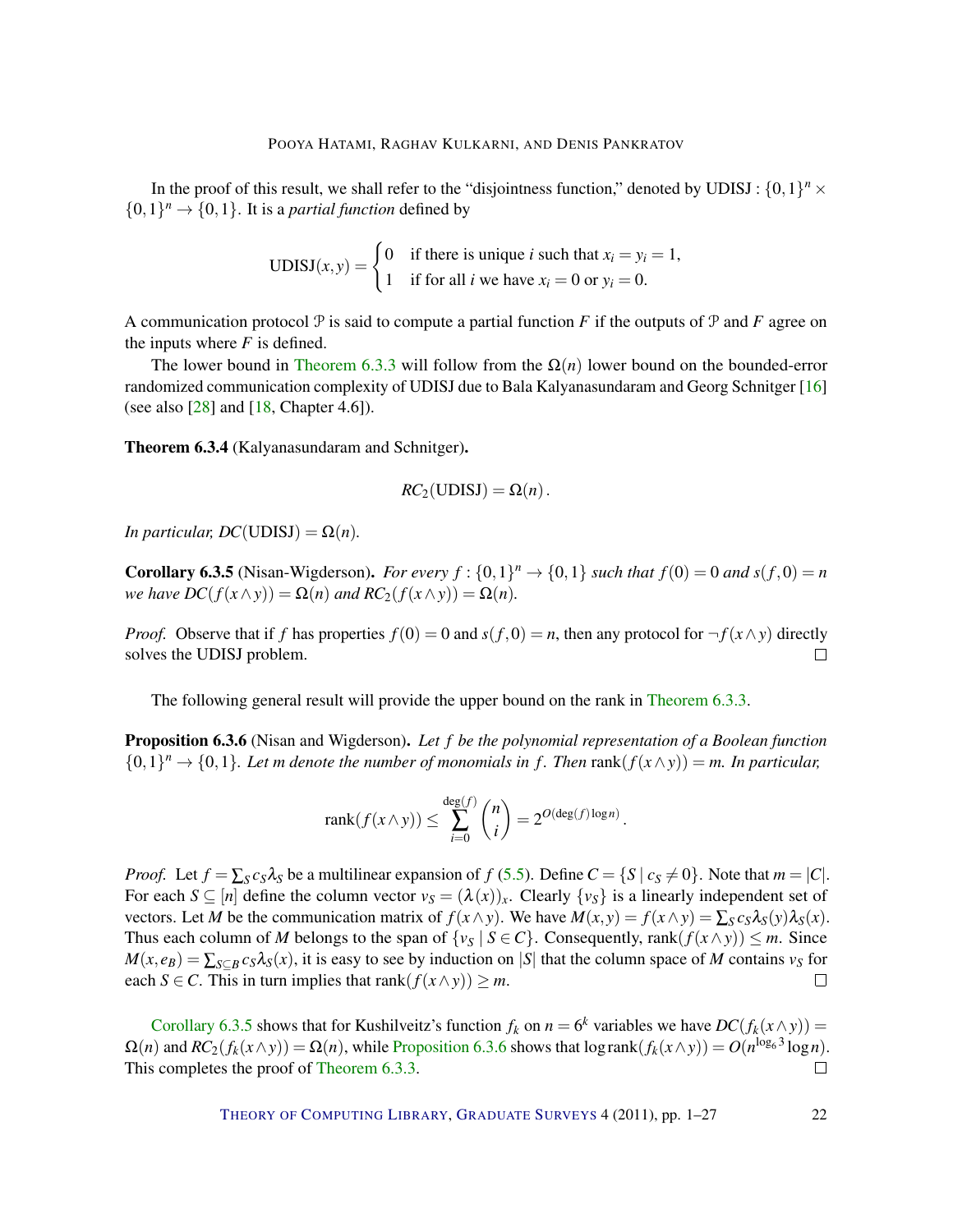In the proof of this result, we shall refer to the "disjointness function," denoted by UDISJ : $\{0,1\}^n \times \{0,1\}^n \to \{0,1\}$. It is a *partial function* defined by

$$\mathrm{UDISJ}(x,y) = \begin{cases} 0 & \text{if there is unique } i \text{ such that } x_i = y_i = 1, \\ 1 & \text{if for all } i \text{ we have } x_i = 0 \text{ or } y_i = 0. \end{cases}$$

A communication protocol $\mathcal{P}$ is said to compute a partial function $F$ if the outputs of $\mathcal{P}$ and $F$ agree on the inputs where $F$ is defined.

The lower bound in Theorem 6.3.3 will follow from the $\Omega(n)$ lower bound on the bounded-error randomized communication complexity of UDISJ due to Bala Kalyanasundaram and Georg Schnitger [16] (see also [28] and [18, Chapter 4.6]).

**Theorem 6.3.4** (Kalyanasundaram and Schnitger)**.**

$$RC_2(\mathrm{UDISJ}) = \Omega(n).$$

*In particular, $DC(\mathrm{UDISJ}) = \Omega(n)$.*

**Corollary 6.3.5** (Nisan-Wigderson)**.** *For every $f : \{0,1\}^n \to \{0,1\}$ such that $f(0) = 0$ and $s(f,0) = n$ we have $DC(f(x \wedge y)) = \Omega(n)$ and $RC_2(f(x \wedge y)) = \Omega(n)$.*

*Proof.* Observe that if $f$ has properties $f(0) = 0$ and $s(f,0) = n$, then any protocol for $\neg f(x \wedge y)$ directly solves the UDISJ problem. □

The following general result will provide the upper bound on the rank in Theorem 6.3.3.

**Proposition 6.3.6** (Nisan and Wigderson)**.** *Let $f$ be the polynomial representation of a Boolean function $\{0,1\}^n \to \{0,1\}$. Let $m$ denote the number of monomials in $f$. Then $\mathrm{rank}(f(x \wedge y)) = m$. In particular,*

$$\mathrm{rank}(f(x \wedge y)) \leq \sum_{i=0}^{\deg(f)} \binom{n}{i} = 2^{O(\deg(f)\log n)}.$$

*Proof.* Let $f = \sum_S c_S \lambda_S$ be a multilinear expansion of $f$ (5.5). Define $C = \{S \mid c_S \neq 0\}$. Note that $m = |C|$. For each $S \subseteq [n]$ define the column vector $v_S = (\lambda(x))_x$. Clearly $\{v_S\}$ is a linearly independent set of vectors. Let $M$ be the communication matrix of $f(x \wedge y)$. We have $M(x,y) = f(x \wedge y) = \sum_S c_S \lambda_S(y) \lambda_S(x)$. Thus each column of $M$ belongs to the span of $\{v_S \mid S \in C\}$. Consequently, $\mathrm{rank}(f(x \wedge y)) \leq m$. Since $M(x, e_B) = \sum_{S \subseteq B} c_S \lambda_S(x)$, it is easy to see by induction on $|S|$ that the column space of $M$ contains $v_S$ for each $S \in C$. This in turn implies that $\mathrm{rank}(f(x \wedge y)) \geq m$. □

Corollary 6.3.5 shows that for Kushilveitz's function $f_k$ on $n = 6^k$ variables we have $DC(f_k(x \wedge y)) = \Omega(n)$ and $RC_2(f_k(x \wedge y)) = \Omega(n)$, while Proposition 6.3.6 shows that $\log \mathrm{rank}(f_k(x \wedge y)) = O(n^{\log_6 3} \log n)$. This completes the proof of Theorem 6.3.3. □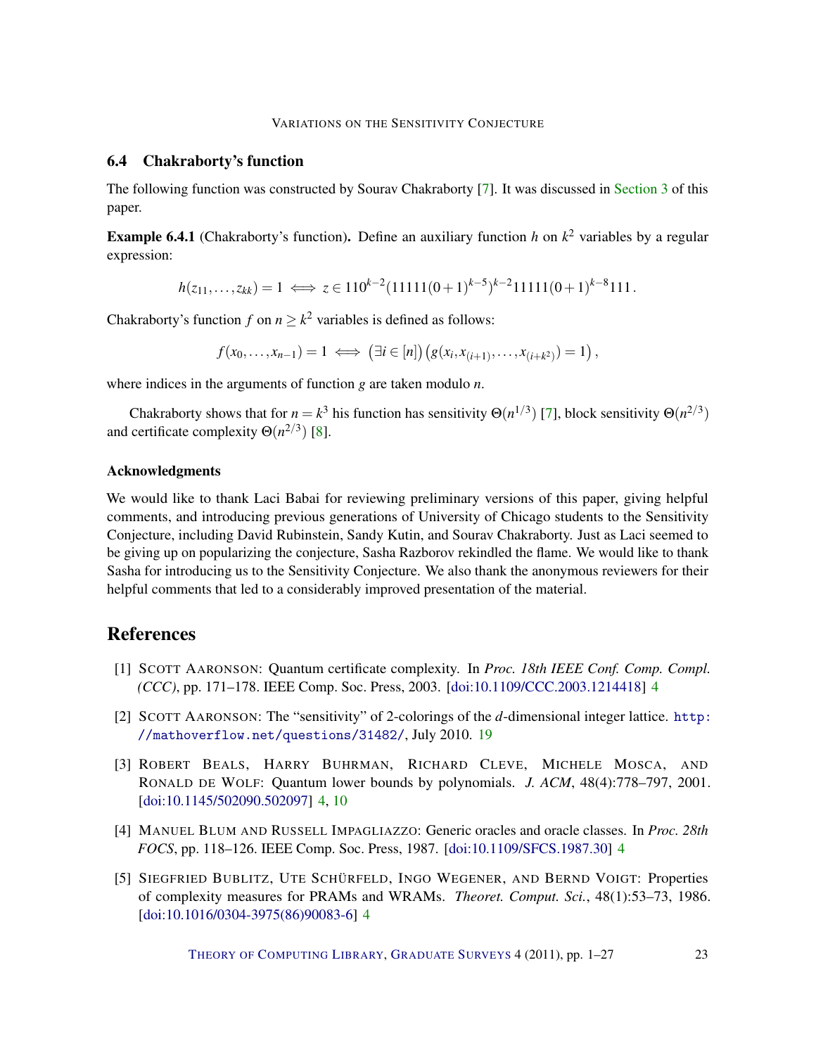### 6.4 Chakraborty's function

The following function was constructed by Sourav Chakraborty [7]. It was discussed in Section 3 of this paper.

**Example 6.4.1** (Chakraborty's function)**.** Define an auxiliary function $h$ on $k^2$ variables by a regular expression:

$$h(z_{11},\ldots,z_{kk}) = 1 \iff z \in 110^{k-2}(11111(0+1)^{k-5})^{k-2}11111(0+1)^{k-8}111\,.$$

Chakraborty's function $f$ on $n \geq k^2$ variables is defined as follows:

$$f(x_0,\ldots,x_{n-1}) = 1 \iff \big(\exists i \in [n]\big)\big(g(x_i, x_{(i+1)},\ldots,x_{(i+k^2)}) = 1\big)\,,$$

where indices in the arguments of function $g$ are taken modulo $n$.

Chakraborty shows that for $n = k^3$ his function has sensitivity $\Theta(n^{1/3})$ [7], block sensitivity $\Theta(n^{2/3})$ and certificate complexity $\Theta(n^{2/3})$ [8].

#### Acknowledgments

We would like to thank Laci Babai for reviewing preliminary versions of this paper, giving helpful comments, and introducing previous generations of University of Chicago students to the Sensitivity Conjecture, including David Rubinstein, Sandy Kutin, and Sourav Chakraborty. Just as Laci seemed to be giving up on popularizing the conjecture, Sasha Razborov rekindled the flame. We would like to thank Sasha for introducing us to the Sensitivity Conjecture. We also thank the anonymous reviewers for their helpful comments that led to a considerably improved presentation of the material.

## References

[1] Scott Aaronson: Quantum certificate complexity. In *Proc. 18th IEEE Conf. Comp. Compl. (CCC)*, pp. 171–178. IEEE Comp. Soc. Press, 2003. [doi:10.1109/CCC.2003.1214418] 4

[2] Scott Aaronson: The "sensitivity" of 2-colorings of the $d$-dimensional integer lattice. `http://mathoverflow.net/questions/31482/`, July 2010. 19

[3] Robert Beals, Harry Buhrman, Richard Cleve, Michele Mosca, and Ronald de Wolf: Quantum lower bounds by polynomials. *J. ACM*, 48(4):778–797, 2001. [doi:10.1145/502090.502097] 4, 10

[4] Manuel Blum and Russell Impagliazzo: Generic oracles and oracle classes. In *Proc. 28th FOCS*, pp. 118–126. IEEE Comp. Soc. Press, 1987. [doi:10.1109/SFCS.1987.30] 4

[5] Siegfried Bublitz, Ute Schürfeld, Ingo Wegener, and Bernd Voigt: Properties of complexity measures for PRAMs and WRAMs. *Theoret. Comput. Sci.*, 48(1):53–73, 1986. [doi:10.1016/0304-3975(86)90083-6] 4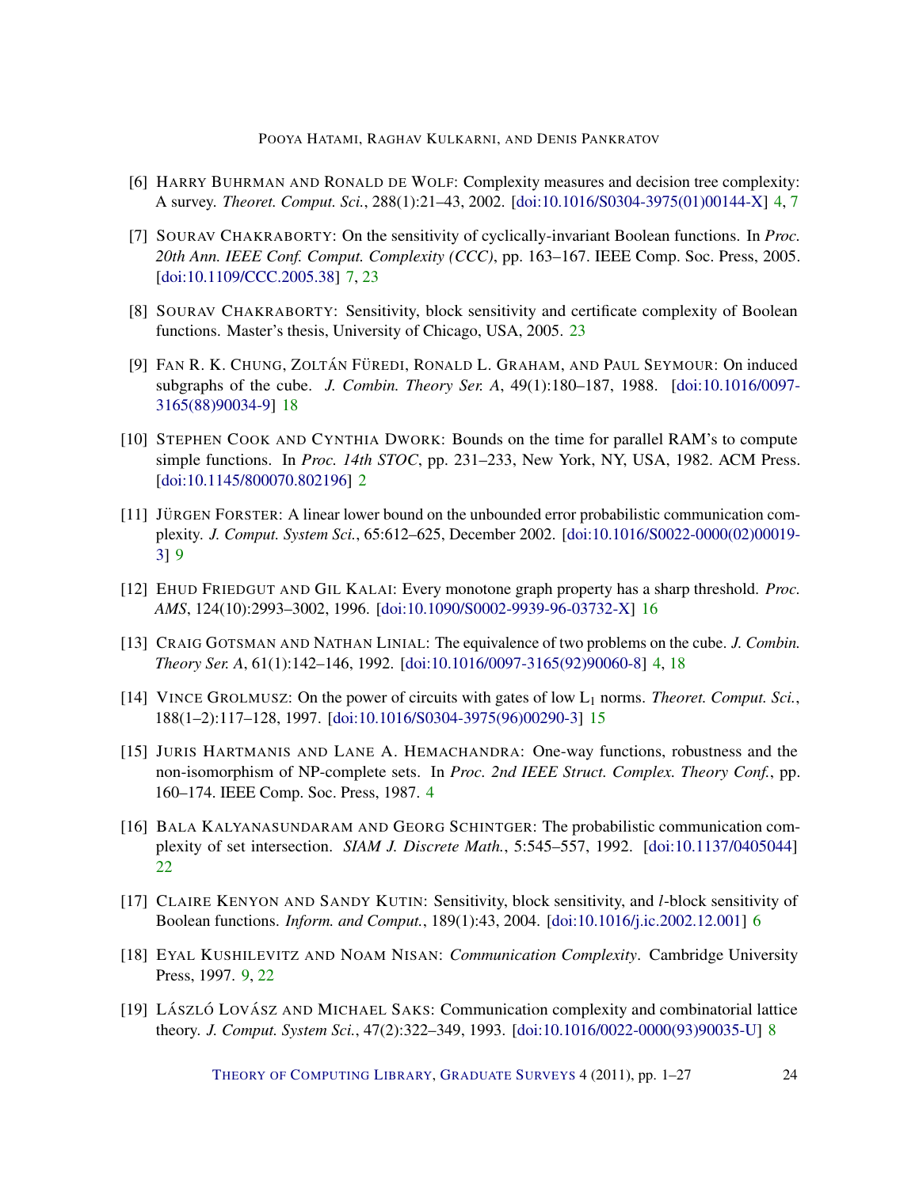[6] Harry Buhrman and Ronald de Wolf: Complexity measures and decision tree complexity: A survey. *Theoret. Comput. Sci.*, 288(1):21–43, 2002. [doi:10.1016/S0304-3975(01)00144-X] 4, 7

[7] Sourav Chakraborty: On the sensitivity of cyclically-invariant Boolean functions. In *Proc. 20th Ann. IEEE Conf. Comput. Complexity (CCC)*, pp. 163–167. IEEE Comp. Soc. Press, 2005. [doi:10.1109/CCC.2005.38] 7, 23

[8] Sourav Chakraborty: Sensitivity, block sensitivity and certificate complexity of Boolean functions. Master's thesis, University of Chicago, USA, 2005. 23

[9] Fan R. K. Chung, Zoltán Füredi, Ronald L. Graham, and Paul Seymour: On induced subgraphs of the cube. *J. Combin. Theory Ser. A*, 49(1):180–187, 1988. [doi:10.1016/0097-3165(88)90034-9] 18

[10] Stephen Cook and Cynthia Dwork: Bounds on the time for parallel RAM's to compute simple functions. In *Proc. 14th STOC*, pp. 231–233, New York, NY, USA, 1982. ACM Press. [doi:10.1145/800070.802196] 2

[11] Jürgen Forster: A linear lower bound on the unbounded error probabilistic communication complexity. *J. Comput. System Sci.*, 65:612–625, December 2002. [doi:10.1016/S0022-0000(02)00019-3] 9

[12] Ehud Friedgut and Gil Kalai: Every monotone graph property has a sharp threshold. *Proc. AMS*, 124(10):2993–3002, 1996. [doi:10.1090/S0002-9939-96-03732-X] 16

[13] Craig Gotsman and Nathan Linial: The equivalence of two problems on the cube. *J. Combin. Theory Ser. A*, 61(1):142–146, 1992. [doi:10.1016/0097-3165(92)90060-8] 4, 18

[14] Vince Grolmusz: On the power of circuits with gates of low $L_1$ norms. *Theoret. Comput. Sci.*, 188(1–2):117–128, 1997. [doi:10.1016/S0304-3975(96)00290-3] 15

[15] Juris Hartmanis and Lane A. Hemachandra: One-way functions, robustness and the non-isomorphism of NP-complete sets. In *Proc. 2nd IEEE Struct. Complex. Theory Conf.*, pp. 160–174. IEEE Comp. Soc. Press, 1987. 4

[16] Bala Kalyanasundaram and Georg Schintger: The probabilistic communication complexity of set intersection. *SIAM J. Discrete Math.*, 5:545–557, 1992. [doi:10.1137/0405044] 22

[17] Claire Kenyon and Sandy Kutin: Sensitivity, block sensitivity, and *l*-block sensitivity of Boolean functions. *Inform. and Comput.*, 189(1):43, 2004. [doi:10.1016/j.ic.2002.12.001] 6

[18] Eyal Kushilevitz and Noam Nisan: *Communication Complexity*. Cambridge University Press, 1997. 9, 22

[19] László Lovász and Michael Saks: Communication complexity and combinatorial lattice theory. *J. Comput. System Sci.*, 47(2):322–349, 1993. [doi:10.1016/0022-0000(93)90035-U] 8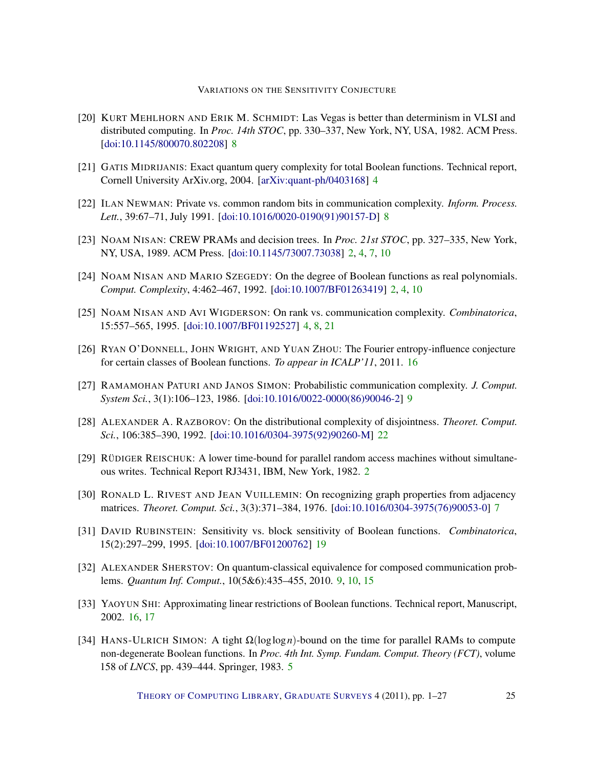[20] Kurt Mehlhorn and Erik M. Schmidt: Las Vegas is better than determinism in VLSI and distributed computing. In *Proc. 14th STOC*, pp. 330–337, New York, NY, USA, 1982. ACM Press. [doi:10.1145/800070.802208] 8

[21] Gatis Midrijanis: Exact quantum query complexity for total Boolean functions. Technical report, Cornell University ArXiv.org, 2004. [arXiv:quant-ph/0403168] 4

[22] Ilan Newman: Private vs. common random bits in communication complexity. *Inform. Process. Lett.*, 39:67–71, July 1991. [doi:10.1016/0020-0190(91)90157-D] 8

[23] Noam Nisan: CREW PRAMs and decision trees. In *Proc. 21st STOC*, pp. 327–335, New York, NY, USA, 1989. ACM Press. [doi:10.1145/73007.73038] 2, 4, 7, 10

[24] Noam Nisan and Mario Szegedy: On the degree of Boolean functions as real polynomials. *Comput. Complexity*, 4:462–467, 1992. [doi:10.1007/BF01263419] 2, 4, 10

[25] Noam Nisan and Avi Wigderson: On rank vs. communication complexity. *Combinatorica*, 15:557–565, 1995. [doi:10.1007/BF01192527] 4, 8, 21

[26] Ryan O'Donnell, John Wright, and Yuan Zhou: The Fourier entropy-influence conjecture for certain classes of Boolean functions. *To appear in ICALP'11*, 2011. 16

[27] Ramamohan Paturi and Janos Simon: Probabilistic communication complexity. *J. Comput. System Sci.*, 3(1):106–123, 1986. [doi:10.1016/0022-0000(86)90046-2] 9

[28] Alexander A. Razborov: On the distributional complexity of disjointness. *Theoret. Comput. Sci.*, 106:385–390, 1992. [doi:10.1016/0304-3975(92)90260-M] 22

[29] Rüdiger Reischuk: A lower time-bound for parallel random access machines without simultaneous writes. Technical Report RJ3431, IBM, New York, 1982. 2

[30] Ronald L. Rivest and Jean Vuillemin: On recognizing graph properties from adjacency matrices. *Theoret. Comput. Sci.*, 3(3):371–384, 1976. [doi:10.1016/0304-3975(76)90053-0] 7

[31] David Rubinstein: Sensitivity vs. block sensitivity of Boolean functions. *Combinatorica*, 15(2):297–299, 1995. [doi:10.1007/BF01200762] 19

[32] Alexander Sherstov: On quantum-classical equivalence for composed communication problems. *Quantum Inf. Comput.*, 10(5&6):435–455, 2010. 9, 10, 15

[33] Yaoyun Shi: Approximating linear restrictions of Boolean functions. Technical report, Manuscript, 2002. 16, 17

[34] Hans-Ulrich Simon: A tight $\Omega(\log\log n)$-bound on the time for parallel RAMs to compute non-degenerate Boolean functions. In *Proc. 4th Int. Symp. Fundam. Comput. Theory (FCT)*, volume 158 of *LNCS*, pp. 439–444. Springer, 1983. 5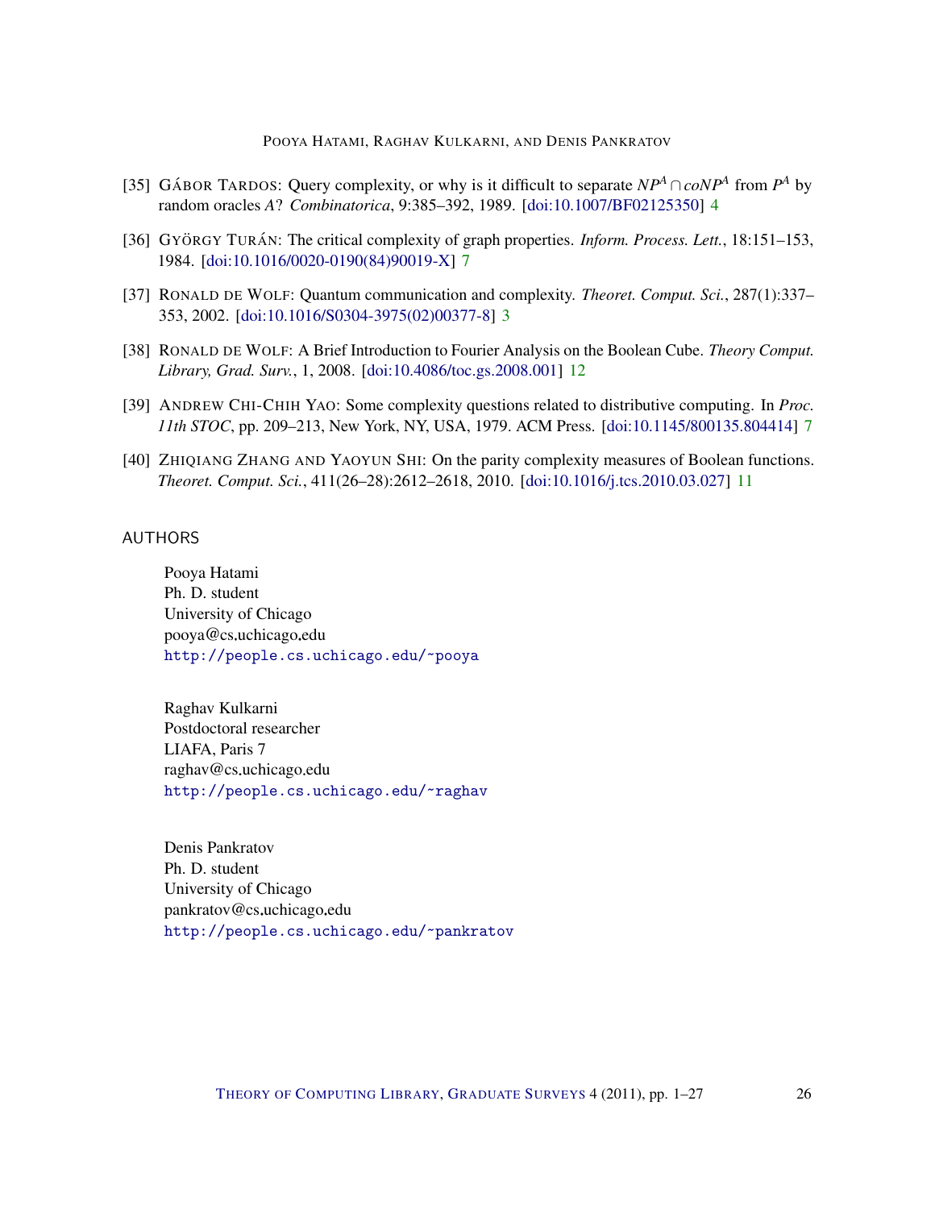[35] GÁBOR TARDOS: Query complexity, or why is it difficult to separate $NP^A \cap coNP^A$ from $P^A$ by random oracles $A$? *Combinatorica*, 9:385–392, 1989. [doi:10.1007/BF02125350] 4

[36] GYÖRGY TURÁN: The critical complexity of graph properties. *Inform. Process. Lett.*, 18:151–153, 1984. [doi:10.1016/0020-0190(84)90019-X] 7

[37] RONALD DE WOLF: Quantum communication and complexity. *Theoret. Comput. Sci.*, 287(1):337–353, 2002. [doi:10.1016/S0304-3975(02)00377-8] 3

[38] RONALD DE WOLF: A Brief Introduction to Fourier Analysis on the Boolean Cube. *Theory Comput. Library, Grad. Surv.*, 1, 2008. [doi:10.4086/toc.gs.2008.001] 12

[39] ANDREW CHI-CHIH YAO: Some complexity questions related to distributive computing. In *Proc. 11th STOC*, pp. 209–213, New York, NY, USA, 1979. ACM Press. [doi:10.1145/800135.804414] 7

[40] ZHIQIANG ZHANG AND YAOYUN SHI: On the parity complexity measures of Boolean functions. *Theoret. Comput. Sci.*, 411(26–28):2612–2618, 2010. [doi:10.1016/j.tcs.2010.03.027] 11

## AUTHORS

Pooya Hatami
Ph. D. student
University of Chicago
pooya@cs.uchicago.edu
http://people.cs.uchicago.edu/~pooya

Raghav Kulkarni
Postdoctoral researcher
LIAFA, Paris 7
raghav@cs.uchicago.edu
http://people.cs.uchicago.edu/~raghav

Denis Pankratov
Ph. D. student
University of Chicago
pankratov@cs.uchicago.edu
http://people.cs.uchicago.edu/~pankratov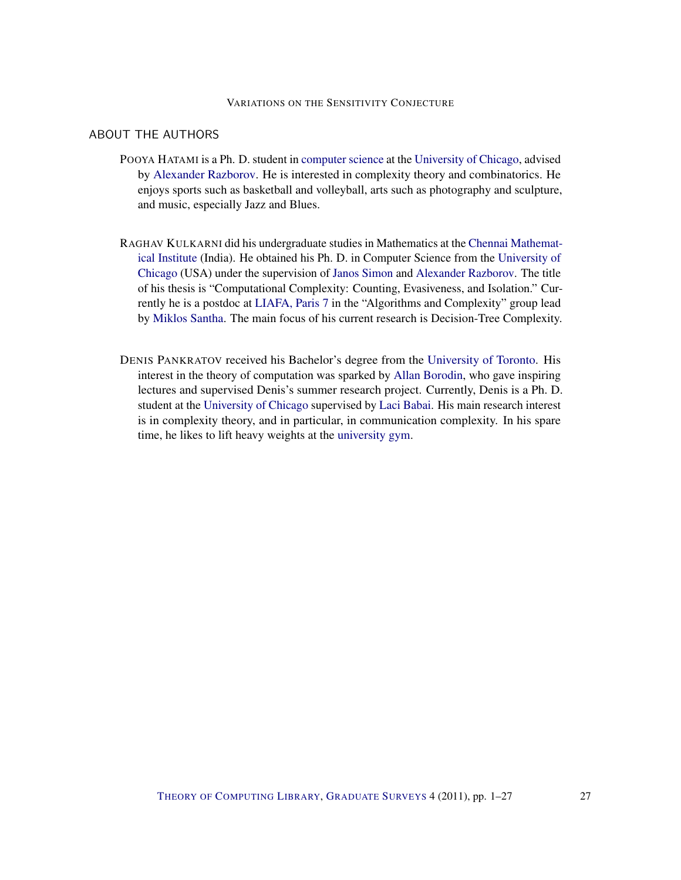## ABOUT THE AUTHORS

POOYA HATAMI is a Ph. D. student in computer science at the University of Chicago, advised by Alexander Razborov. He is interested in complexity theory and combinatorics. He enjoys sports such as basketball and volleyball, arts such as photography and sculpture, and music, especially Jazz and Blues.

RAGHAV KULKARNI did his undergraduate studies in Mathematics at the Chennai Mathematical Institute (India). He obtained his Ph. D. in Computer Science from the University of Chicago (USA) under the supervision of Janos Simon and Alexander Razborov. The title of his thesis is "Computational Complexity: Counting, Evasiveness, and Isolation." Currently he is a postdoc at LIAFA, Paris 7 in the "Algorithms and Complexity" group lead by Miklos Santha. The main focus of his current research is Decision-Tree Complexity.

DENIS PANKRATOV received his Bachelor's degree from the University of Toronto. His interest in the theory of computation was sparked by Allan Borodin, who gave inspiring lectures and supervised Denis's summer research project. Currently, Denis is a Ph. D. student at the University of Chicago supervised by Laci Babai. His main research interest is in complexity theory, and in particular, in communication complexity. In his spare time, he likes to lift heavy weights at the university gym.